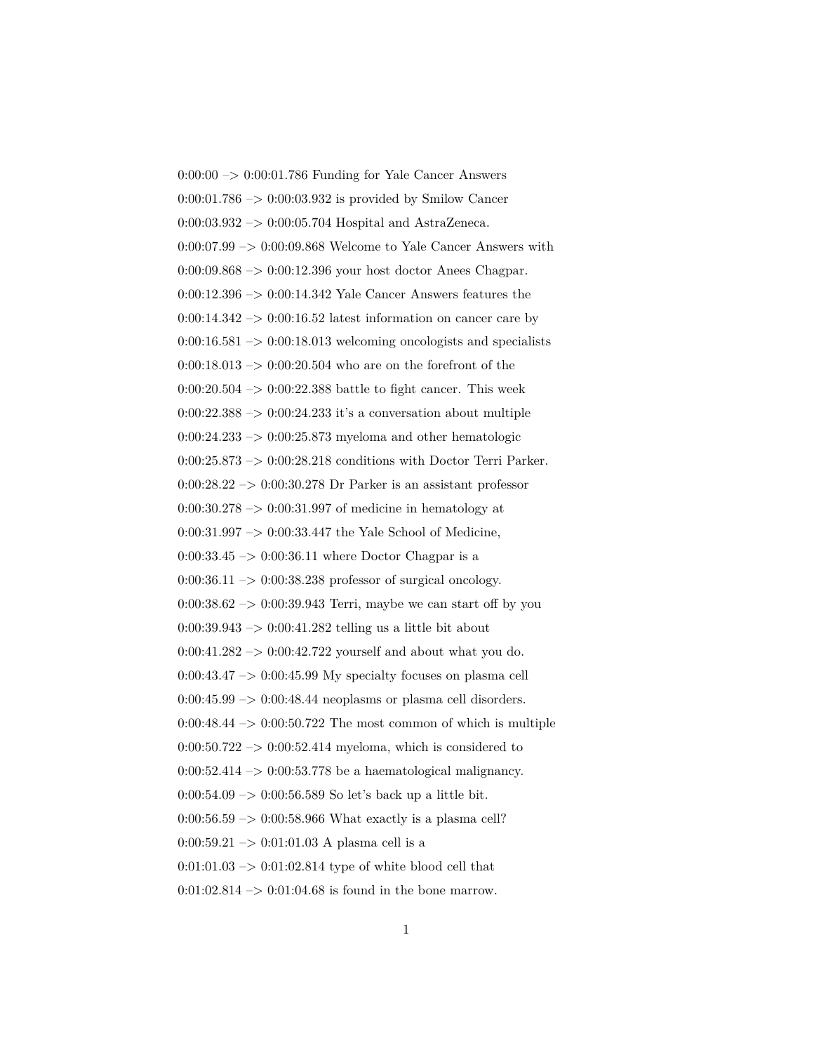0:00:00 –> 0:00:01.786 Funding for Yale Cancer Answers

0:00:01.786 –> 0:00:03.932 is provided by Smilow Cancer

0:00:03.932 –> 0:00:05.704 Hospital and AstraZeneca.

0:00:07.99 –> 0:00:09.868 Welcome to Yale Cancer Answers with

0:00:09.868 –> 0:00:12.396 your host doctor Anees Chagpar.

0:00:12.396 –> 0:00:14.342 Yale Cancer Answers features the

0:00:14.342 –> 0:00:16.52 latest information on cancer care by

0:00:16.581 –> 0:00:18.013 welcoming oncologists and specialists

0:00:18.013 –> 0:00:20.504 who are on the forefront of the

0:00:20.504 –> 0:00:22.388 battle to fight cancer. This week

0:00:22.388 –> 0:00:24.233 it's a conversation about multiple

0:00:24.233 –> 0:00:25.873 myeloma and other hematologic

0:00:25.873 –> 0:00:28.218 conditions with Doctor Terri Parker.

0:00:28.22 –> 0:00:30.278 Dr Parker is an assistant professor

0:00:30.278 –> 0:00:31.997 of medicine in hematology at

0:00:31.997 –> 0:00:33.447 the Yale School of Medicine,

0:00:33.45 –> 0:00:36.11 where Doctor Chagpar is a

0:00:36.11 –> 0:00:38.238 professor of surgical oncology.

0:00:38.62 –> 0:00:39.943 Terri, maybe we can start off by you

0:00:39.943 –> 0:00:41.282 telling us a little bit about

0:00:41.282 –> 0:00:42.722 yourself and about what you do.

0:00:43.47 –> 0:00:45.99 My specialty focuses on plasma cell

0:00:45.99 –> 0:00:48.44 neoplasms or plasma cell disorders.

0:00:48.44 –> 0:00:50.722 The most common of which is multiple

0:00:50.722 –> 0:00:52.414 myeloma, which is considered to

0:00:52.414 –> 0:00:53.778 be a haematological malignancy.

0:00:54.09 –> 0:00:56.589 So let's back up a little bit.

0:00:56.59 –> 0:00:58.966 What exactly is a plasma cell?

0:00:59.21 –> 0:01:01.03 A plasma cell is a

0:01:01.03 –> 0:01:02.814 type of white blood cell that

0:01:02.814 –> 0:01:04.68 is found in the bone marrow.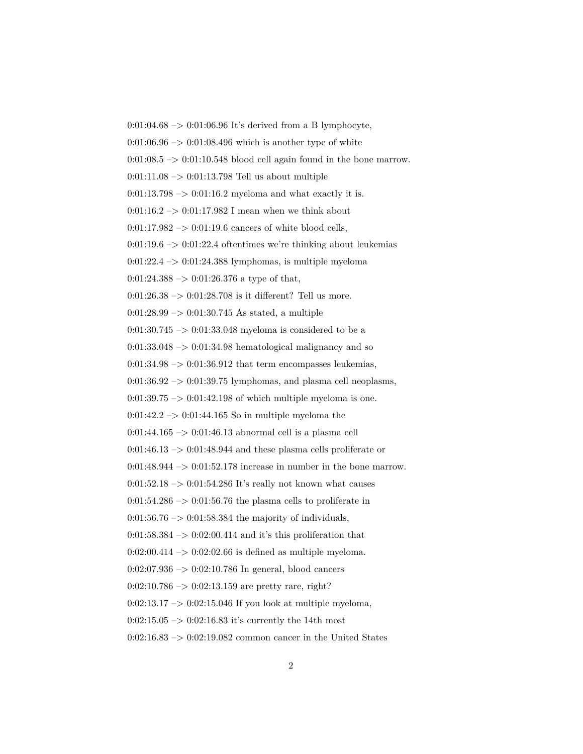0:01:04.68 –> 0:01:06.96 It's derived from a B lymphocyte,

0:01:06.96 –> 0:01:08.496 which is another type of white

0:01:08.5 –> 0:01:10.548 blood cell again found in the bone marrow.

0:01:11.08 –> 0:01:13.798 Tell us about multiple

0:01:13.798 –> 0:01:16.2 myeloma and what exactly it is.

0:01:16.2 –> 0:01:17.982 I mean when we think about

0:01:17.982 –> 0:01:19.6 cancers of white blood cells,

0:01:19.6 –> 0:01:22.4 oftentimes we're thinking about leukemias

0:01:22.4 –> 0:01:24.388 lymphomas, is multiple myeloma

0:01:24.388 –> 0:01:26.376 a type of that,

0:01:26.38 –> 0:01:28.708 is it different? Tell us more.

0:01:28.99 –> 0:01:30.745 As stated, a multiple

0:01:30.745 –> 0:01:33.048 myeloma is considered to be a

0:01:33.048 –> 0:01:34.98 hematological malignancy and so

0:01:34.98 –> 0:01:36.912 that term encompasses leukemias,

0:01:36.92 –> 0:01:39.75 lymphomas, and plasma cell neoplasms,

0:01:39.75 –> 0:01:42.198 of which multiple myeloma is one.

0:01:42.2 –> 0:01:44.165 So in multiple myeloma the

0:01:44.165 –> 0:01:46.13 abnormal cell is a plasma cell

0:01:46.13 –> 0:01:48.944 and these plasma cells proliferate or

0:01:48.944 –> 0:01:52.178 increase in number in the bone marrow.

0:01:52.18 –> 0:01:54.286 It's really not known what causes

0:01:54.286 –> 0:01:56.76 the plasma cells to proliferate in

0:01:56.76 –> 0:01:58.384 the majority of individuals,

0:01:58.384 –> 0:02:00.414 and it's this proliferation that

0:02:00.414 –> 0:02:02.66 is defined as multiple myeloma.

0:02:07.936 –> 0:02:10.786 In general, blood cancers

0:02:10.786 –> 0:02:13.159 are pretty rare, right?

0:02:13.17 –> 0:02:15.046 If you look at multiple myeloma,

0:02:15.05 –> 0:02:16.83 it's currently the 14th most

0:02:16.83 –> 0:02:19.082 common cancer in the United States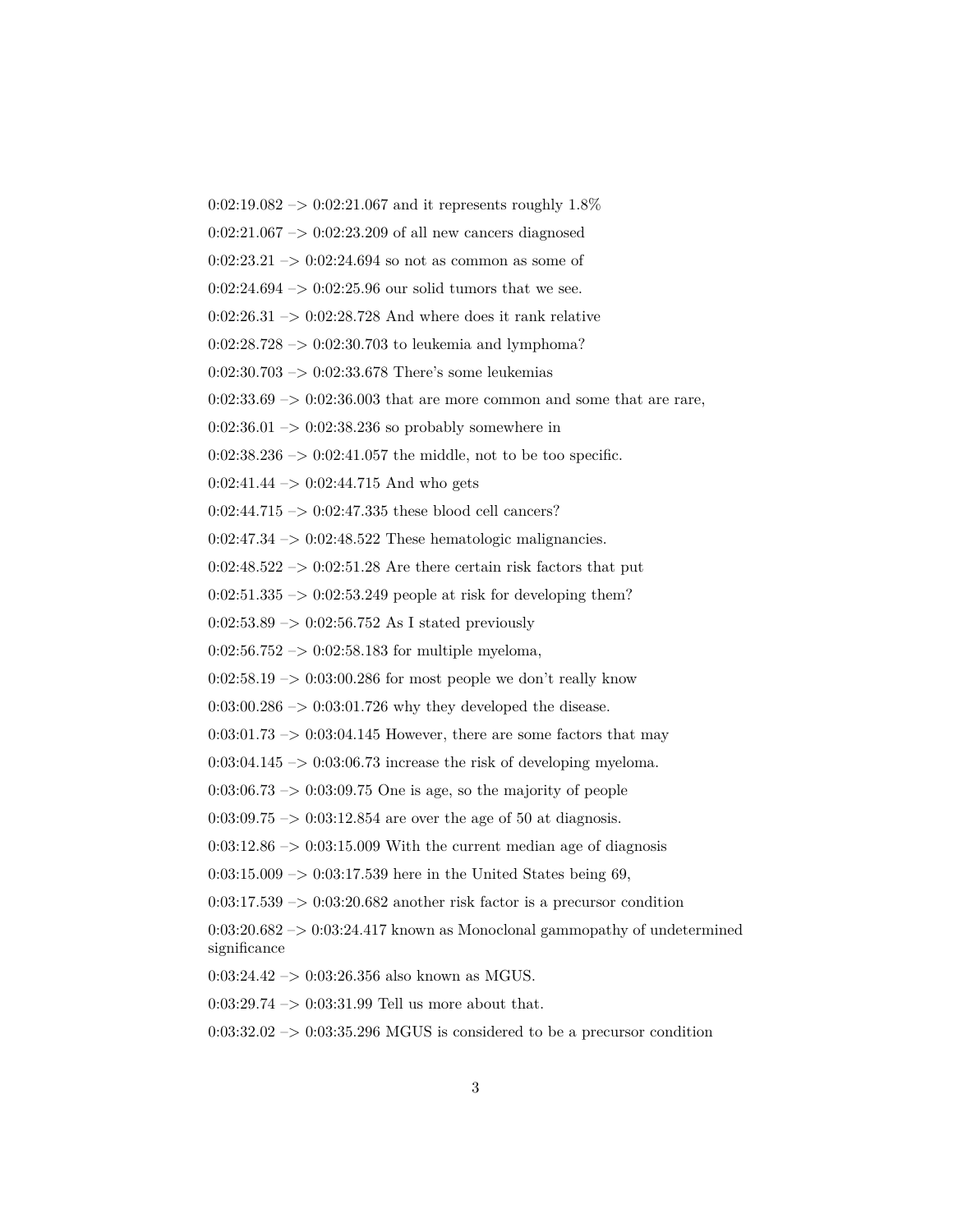0:02:19.082 –> 0:02:21.067 and it represents roughly 1.8%

0:02:21.067 –> 0:02:23.209 of all new cancers diagnosed

0:02:23.21 –> 0:02:24.694 so not as common as some of

0:02:24.694 –> 0:02:25.96 our solid tumors that we see.

0:02:26.31 –> 0:02:28.728 And where does it rank relative

0:02:28.728 –> 0:02:30.703 to leukemia and lymphoma?

0:02:30.703 –> 0:02:33.678 There's some leukemias

0:02:33.69 –> 0:02:36.003 that are more common and some that are rare,

0:02:36.01 –> 0:02:38.236 so probably somewhere in

0:02:38.236 –> 0:02:41.057 the middle, not to be too specific.

0:02:41.44 –> 0:02:44.715 And who gets

0:02:44.715 –> 0:02:47.335 these blood cell cancers?

0:02:47.34 –> 0:02:48.522 These hematologic malignancies.

0:02:48.522 –> 0:02:51.28 Are there certain risk factors that put

0:02:51.335 –> 0:02:53.249 people at risk for developing them?

0:02:53.89 –> 0:02:56.752 As I stated previously

0:02:56.752 –> 0:02:58.183 for multiple myeloma,

0:02:58.19 –> 0:03:00.286 for most people we don't really know

0:03:00.286 –> 0:03:01.726 why they developed the disease.

0:03:01.73 –> 0:03:04.145 However, there are some factors that may

0:03:04.145 –> 0:03:06.73 increase the risk of developing myeloma.

0:03:06.73 –> 0:03:09.75 One is age, so the majority of people

0:03:09.75 –> 0:03:12.854 are over the age of 50 at diagnosis.

0:03:12.86 –> 0:03:15.009 With the current median age of diagnosis

0:03:15.009 –> 0:03:17.539 here in the United States being 69,

0:03:17.539 –> 0:03:20.682 another risk factor is a precursor condition

0:03:20.682 –> 0:03:24.417 known as Monoclonal gammopathy of undetermined significance

0:03:24.42 –> 0:03:26.356 also known as MGUS.

0:03:29.74 –> 0:03:31.99 Tell us more about that.

0:03:32.02 –> 0:03:35.296 MGUS is considered to be a precursor condition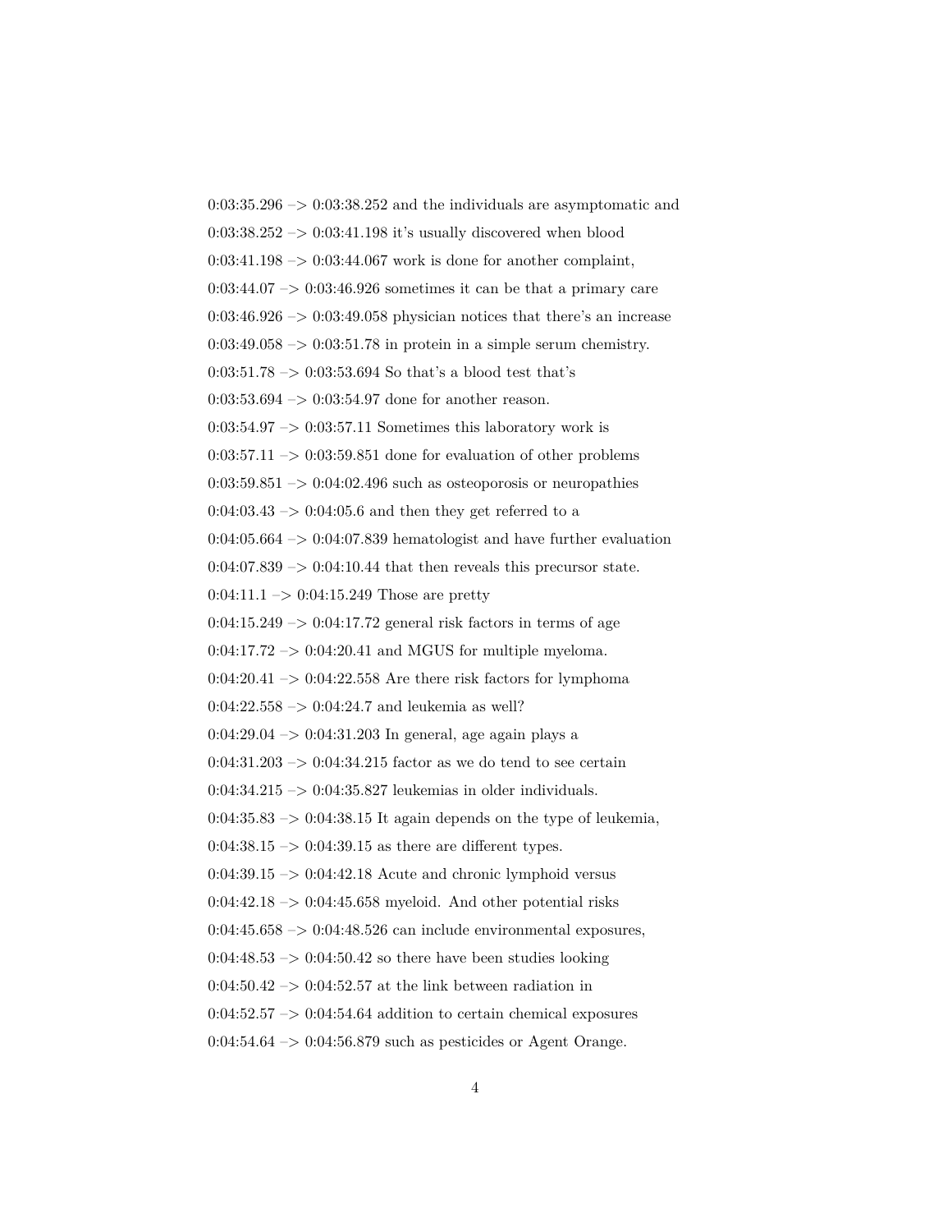0:03:35.296 –> 0:03:38.252 and the individuals are asymptomatic and

0:03:38.252 –> 0:03:41.198 it's usually discovered when blood

0:03:41.198 –> 0:03:44.067 work is done for another complaint,

0:03:44.07 –> 0:03:46.926 sometimes it can be that a primary care

0:03:46.926 –> 0:03:49.058 physician notices that there's an increase

0:03:49.058 –> 0:03:51.78 in protein in a simple serum chemistry.

0:03:51.78 –> 0:03:53.694 So that's a blood test that's

0:03:53.694 –> 0:03:54.97 done for another reason.

0:03:54.97 –> 0:03:57.11 Sometimes this laboratory work is

0:03:57.11 –> 0:03:59.851 done for evaluation of other problems

0:03:59.851 –> 0:04:02.496 such as osteoporosis or neuropathies

0:04:03.43 –> 0:04:05.6 and then they get referred to a

0:04:05.664 –> 0:04:07.839 hematologist and have further evaluation

0:04:07.839 –> 0:04:10.44 that then reveals this precursor state.

0:04:11.1 –> 0:04:15.249 Those are pretty

0:04:15.249 –> 0:04:17.72 general risk factors in terms of age

0:04:17.72 –> 0:04:20.41 and MGUS for multiple myeloma.

0:04:20.41 –> 0:04:22.558 Are there risk factors for lymphoma

0:04:22.558 –> 0:04:24.7 and leukemia as well?

0:04:29.04 –> 0:04:31.203 In general, age again plays a

0:04:31.203 –> 0:04:34.215 factor as we do tend to see certain

0:04:34.215 –> 0:04:35.827 leukemias in older individuals.

0:04:35.83 –> 0:04:38.15 It again depends on the type of leukemia,

0:04:38.15 –> 0:04:39.15 as there are different types.

0:04:39.15 –> 0:04:42.18 Acute and chronic lymphoid versus

0:04:42.18 –> 0:04:45.658 myeloid. And other potential risks

0:04:45.658 –> 0:04:48.526 can include environmental exposures,

0:04:48.53 –> 0:04:50.42 so there have been studies looking

0:04:50.42 –> 0:04:52.57 at the link between radiation in

0:04:52.57 –> 0:04:54.64 addition to certain chemical exposures

0:04:54.64 –> 0:04:56.879 such as pesticides or Agent Orange.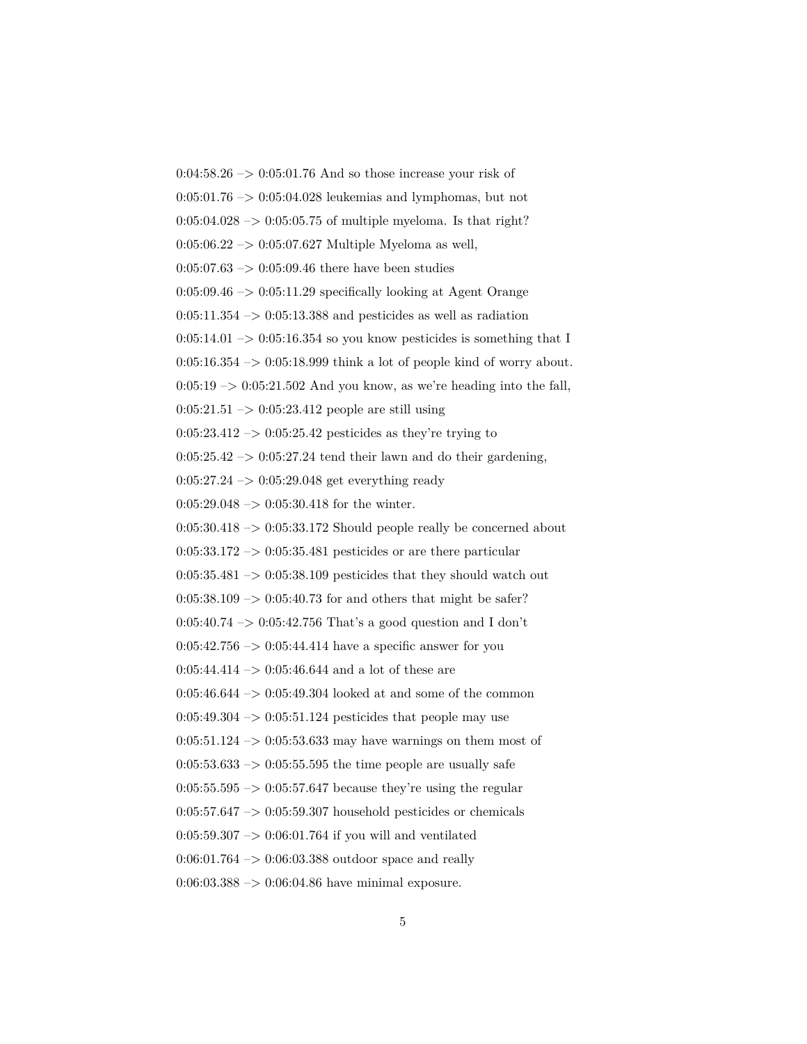0:04:58.26 –> 0:05:01.76 And so those increase your risk of

0:05:01.76 –> 0:05:04.028 leukemias and lymphomas, but not

0:05:04.028 –> 0:05:05.75 of multiple myeloma. Is that right?

0:05:06.22 –> 0:05:07.627 Multiple Myeloma as well,

0:05:07.63 –> 0:05:09.46 there have been studies

0:05:09.46 –> 0:05:11.29 specifically looking at Agent Orange

0:05:11.354 –> 0:05:13.388 and pesticides as well as radiation

0:05:14.01 –> 0:05:16.354 so you know pesticides is something that I

0:05:16.354 –> 0:05:18.999 think a lot of people kind of worry about.

0:05:19 –> 0:05:21.502 And you know, as we're heading into the fall,

0:05:21.51 –> 0:05:23.412 people are still using

0:05:23.412 –> 0:05:25.42 pesticides as they're trying to

0:05:25.42 –> 0:05:27.24 tend their lawn and do their gardening,

0:05:27.24 –> 0:05:29.048 get everything ready

0:05:29.048 –> 0:05:30.418 for the winter.

0:05:30.418 –> 0:05:33.172 Should people really be concerned about

0:05:33.172 –> 0:05:35.481 pesticides or are there particular

0:05:35.481 –> 0:05:38.109 pesticides that they should watch out

0:05:38.109 –> 0:05:40.73 for and others that might be safer?

0:05:40.74 –> 0:05:42.756 That's a good question and I don't

0:05:42.756 –> 0:05:44.414 have a specific answer for you

0:05:44.414 –> 0:05:46.644 and a lot of these are

0:05:46.644 –> 0:05:49.304 looked at and some of the common

0:05:49.304 –> 0:05:51.124 pesticides that people may use

0:05:51.124 –> 0:05:53.633 may have warnings on them most of

0:05:53.633 –> 0:05:55.595 the time people are usually safe

0:05:55.595 –> 0:05:57.647 because they're using the regular

0:05:57.647 –> 0:05:59.307 household pesticides or chemicals

0:05:59.307 –> 0:06:01.764 if you will and ventilated

0:06:01.764 –> 0:06:03.388 outdoor space and really

0:06:03.388 –> 0:06:04.86 have minimal exposure.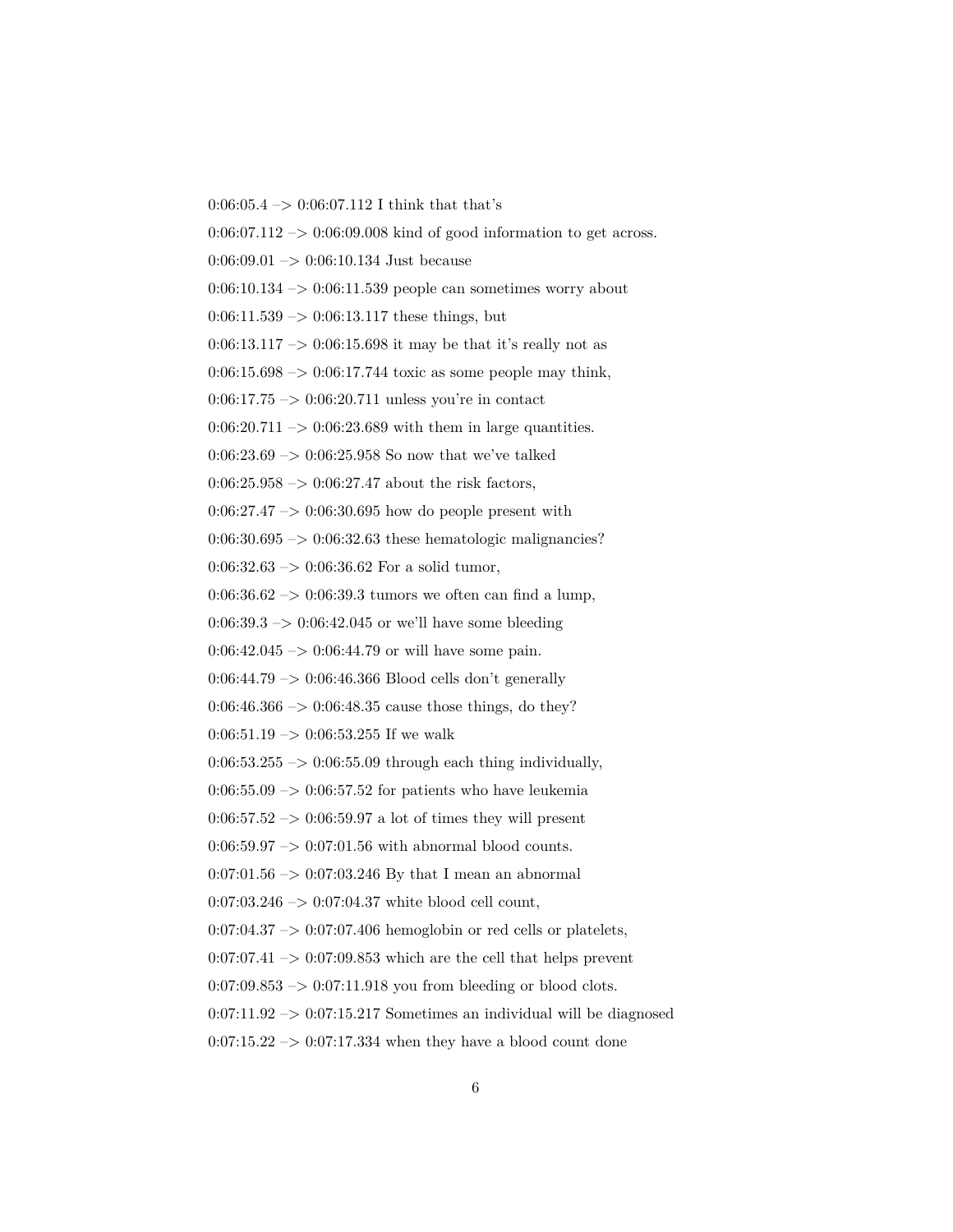0:06:05.4 –> 0:06:07.112 I think that that's

0:06:07.112 –> 0:06:09.008 kind of good information to get across.

0:06:09.01 –> 0:06:10.134 Just because

0:06:10.134 –> 0:06:11.539 people can sometimes worry about

0:06:11.539 –> 0:06:13.117 these things, but

0:06:13.117 –> 0:06:15.698 it may be that it's really not as

0:06:15.698 –> 0:06:17.744 toxic as some people may think,

0:06:17.75 –> 0:06:20.711 unless you're in contact

0:06:20.711 –> 0:06:23.689 with them in large quantities.

0:06:23.69 –> 0:06:25.958 So now that we've talked

0:06:25.958 –> 0:06:27.47 about the risk factors,

0:06:27.47 –> 0:06:30.695 how do people present with

0:06:30.695 –> 0:06:32.63 these hematologic malignancies?

0:06:32.63 –> 0:06:36.62 For a solid tumor,

0:06:36.62 –> 0:06:39.3 tumors we often can find a lump,

0:06:39.3 –> 0:06:42.045 or we'll have some bleeding

0:06:42.045 –> 0:06:44.79 or will have some pain.

0:06:44.79 –> 0:06:46.366 Blood cells don't generally

0:06:46.366 –> 0:06:48.35 cause those things, do they?

0:06:51.19 –> 0:06:53.255 If we walk

0:06:53.255 –> 0:06:55.09 through each thing individually,

0:06:55.09 –> 0:06:57.52 for patients who have leukemia

0:06:57.52 –> 0:06:59.97 a lot of times they will present

0:06:59.97 –> 0:07:01.56 with abnormal blood counts.

0:07:01.56 –> 0:07:03.246 By that I mean an abnormal

0:07:03.246 –> 0:07:04.37 white blood cell count,

0:07:04.37 –> 0:07:07.406 hemoglobin or red cells or platelets,

0:07:07.41 –> 0:07:09.853 which are the cell that helps prevent

0:07:09.853 –> 0:07:11.918 you from bleeding or blood clots.

0:07:11.92 –> 0:07:15.217 Sometimes an individual will be diagnosed

0:07:15.22 –> 0:07:17.334 when they have a blood count done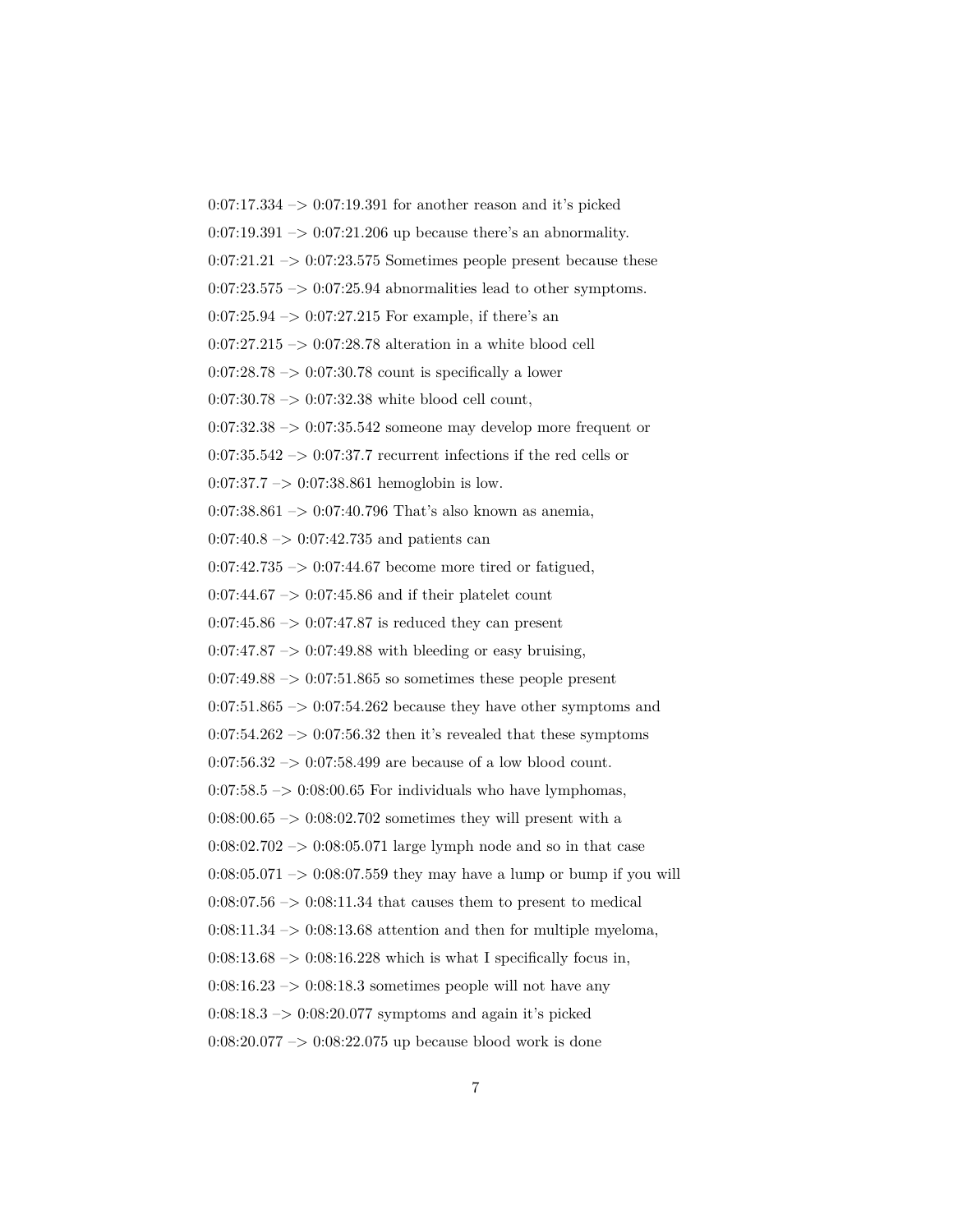0:07:17.334 –> 0:07:19.391 for another reason and it's picked

0:07:19.391 –> 0:07:21.206 up because there's an abnormality.

0:07:21.21 –> 0:07:23.575 Sometimes people present because these

0:07:23.575 –> 0:07:25.94 abnormalities lead to other symptoms.

0:07:25.94 –> 0:07:27.215 For example, if there's an

0:07:27.215 –> 0:07:28.78 alteration in a white blood cell

0:07:28.78 –> 0:07:30.78 count is specifically a lower

0:07:30.78 –> 0:07:32.38 white blood cell count,

0:07:32.38 –> 0:07:35.542 someone may develop more frequent or

0:07:35.542 –> 0:07:37.7 recurrent infections if the red cells or

0:07:37.7 –> 0:07:38.861 hemoglobin is low.

0:07:38.861 –> 0:07:40.796 That's also known as anemia,

0:07:40.8 –> 0:07:42.735 and patients can

0:07:42.735 –> 0:07:44.67 become more tired or fatigued,

0:07:44.67 –> 0:07:45.86 and if their platelet count

0:07:45.86 –> 0:07:47.87 is reduced they can present

0:07:47.87 –> 0:07:49.88 with bleeding or easy bruising,

0:07:49.88 –> 0:07:51.865 so sometimes these people present

0:07:51.865 –> 0:07:54.262 because they have other symptoms and

0:07:54.262 –> 0:07:56.32 then it's revealed that these symptoms

0:07:56.32 –> 0:07:58.499 are because of a low blood count.

0:07:58.5 –> 0:08:00.65 For individuals who have lymphomas,

0:08:00.65 –> 0:08:02.702 sometimes they will present with a

0:08:02.702 –> 0:08:05.071 large lymph node and so in that case

0:08:05.071 –> 0:08:07.559 they may have a lump or bump if you will

0:08:07.56 –> 0:08:11.34 that causes them to present to medical

0:08:11.34 –> 0:08:13.68 attention and then for multiple myeloma,

0:08:13.68 –> 0:08:16.228 which is what I specifically focus in,

0:08:16.23 –> 0:08:18.3 sometimes people will not have any

0:08:18.3 –> 0:08:20.077 symptoms and again it's picked

0:08:20.077 –> 0:08:22.075 up because blood work is done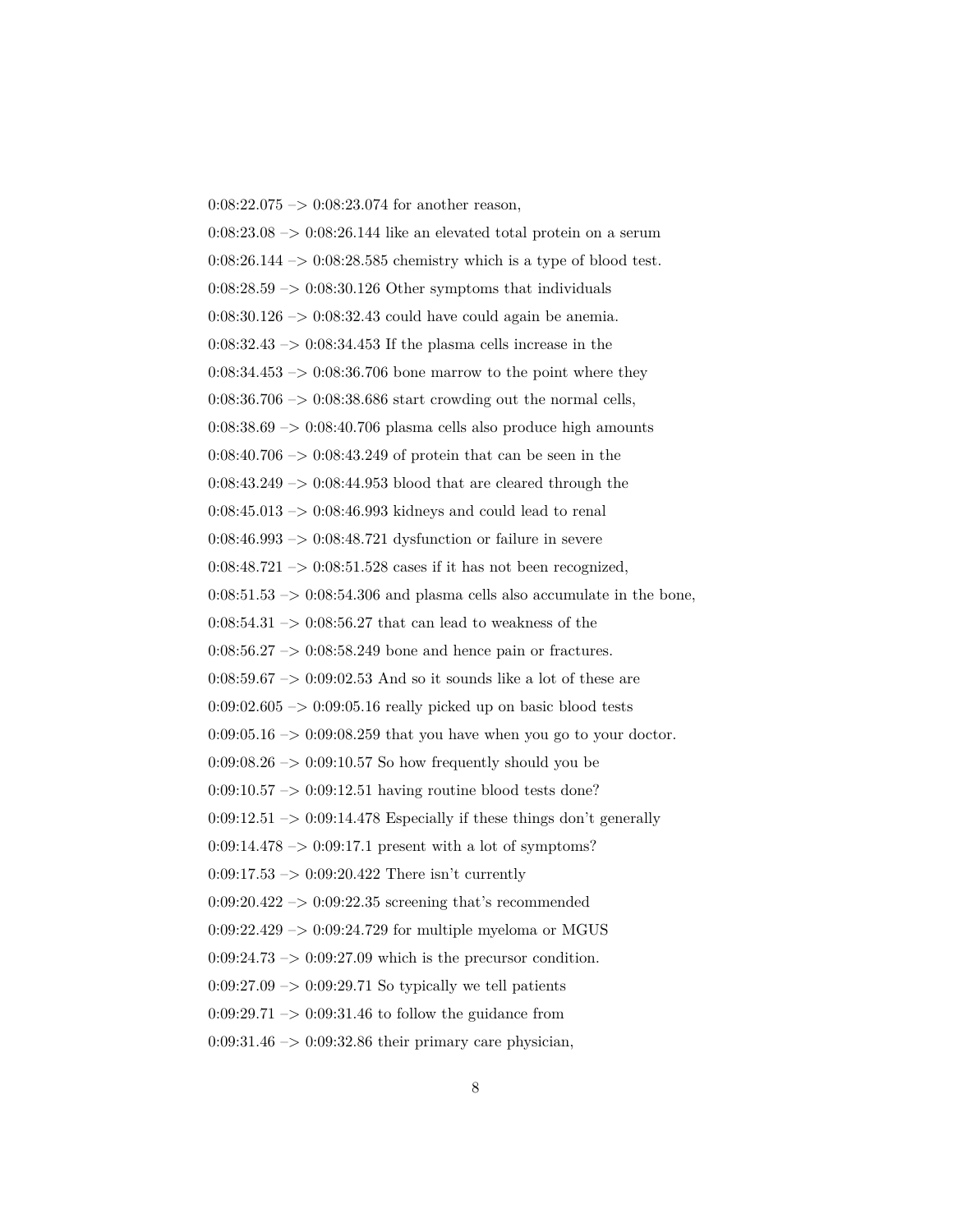0:08:22.075 –> 0:08:23.074 for another reason,

0:08:23.08 –> 0:08:26.144 like an elevated total protein on a serum

0:08:26.144 –> 0:08:28.585 chemistry which is a type of blood test.

0:08:28.59 –> 0:08:30.126 Other symptoms that individuals

0:08:30.126 –> 0:08:32.43 could have could again be anemia.

0:08:32.43 –> 0:08:34.453 If the plasma cells increase in the

0:08:34.453 –> 0:08:36.706 bone marrow to the point where they

0:08:36.706 –> 0:08:38.686 start crowding out the normal cells,

0:08:38.69 –> 0:08:40.706 plasma cells also produce high amounts

0:08:40.706 –> 0:08:43.249 of protein that can be seen in the

0:08:43.249 –> 0:08:44.953 blood that are cleared through the

0:08:45.013 –> 0:08:46.993 kidneys and could lead to renal

0:08:46.993 –> 0:08:48.721 dysfunction or failure in severe

0:08:48.721 –> 0:08:51.528 cases if it has not been recognized,

0:08:51.53 –> 0:08:54.306 and plasma cells also accumulate in the bone,

0:08:54.31 –> 0:08:56.27 that can lead to weakness of the

0:08:56.27 –> 0:08:58.249 bone and hence pain or fractures.

0:08:59.67 –> 0:09:02.53 And so it sounds like a lot of these are

0:09:02.605 –> 0:09:05.16 really picked up on basic blood tests

0:09:05.16 –> 0:09:08.259 that you have when you go to your doctor.

0:09:08.26 –> 0:09:10.57 So how frequently should you be

0:09:10.57 –> 0:09:12.51 having routine blood tests done?

0:09:12.51 –> 0:09:14.478 Especially if these things don't generally

0:09:14.478 –> 0:09:17.1 present with a lot of symptoms?

0:09:17.53 –> 0:09:20.422 There isn't currently

0:09:20.422 –> 0:09:22.35 screening that's recommended

0:09:22.429 –> 0:09:24.729 for multiple myeloma or MGUS

0:09:24.73 –> 0:09:27.09 which is the precursor condition.

0:09:27.09 –> 0:09:29.71 So typically we tell patients

0:09:29.71 –> 0:09:31.46 to follow the guidance from

0:09:31.46 –> 0:09:32.86 their primary care physician,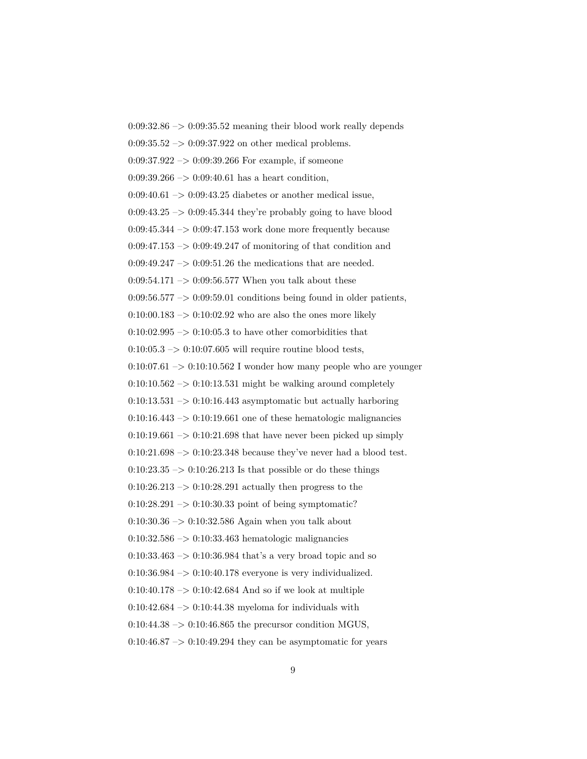0:09:32.86 –> 0:09:35.52 meaning their blood work really depends

0:09:35.52 –> 0:09:37.922 on other medical problems.

0:09:37.922 –> 0:09:39.266 For example, if someone

0:09:39.266 –> 0:09:40.61 has a heart condition,

0:09:40.61 –> 0:09:43.25 diabetes or another medical issue,

0:09:43.25 –> 0:09:45.344 they're probably going to have blood

0:09:45.344 –> 0:09:47.153 work done more frequently because

0:09:47.153 –> 0:09:49.247 of monitoring of that condition and

0:09:49.247 –> 0:09:51.26 the medications that are needed.

0:09:54.171 –> 0:09:56.577 When you talk about these

0:09:56.577 –> 0:09:59.01 conditions being found in older patients,

0:10:00.183 –> 0:10:02.92 who are also the ones more likely

0:10:02.995 –> 0:10:05.3 to have other comorbidities that

0:10:05.3 –> 0:10:07.605 will require routine blood tests,

0:10:07.61 –> 0:10:10.562 I wonder how many people who are younger

0:10:10.562 –> 0:10:13.531 might be walking around completely

0:10:13.531 –> 0:10:16.443 asymptomatic but actually harboring

0:10:16.443 –> 0:10:19.661 one of these hematologic malignancies

0:10:19.661 –> 0:10:21.698 that have never been picked up simply

0:10:21.698 –> 0:10:23.348 because they've never had a blood test.

0:10:23.35 –> 0:10:26.213 Is that possible or do these things

0:10:26.213 –> 0:10:28.291 actually then progress to the

0:10:28.291 –> 0:10:30.33 point of being symptomatic?

0:10:30.36 –> 0:10:32.586 Again when you talk about

0:10:32.586 –> 0:10:33.463 hematologic malignancies

0:10:33.463 –> 0:10:36.984 that's a very broad topic and so

0:10:36.984 –> 0:10:40.178 everyone is very individualized.

0:10:40.178 –> 0:10:42.684 And so if we look at multiple

0:10:42.684 –> 0:10:44.38 myeloma for individuals with

0:10:44.38 –> 0:10:46.865 the precursor condition MGUS,

0:10:46.87 –> 0:10:49.294 they can be asymptomatic for years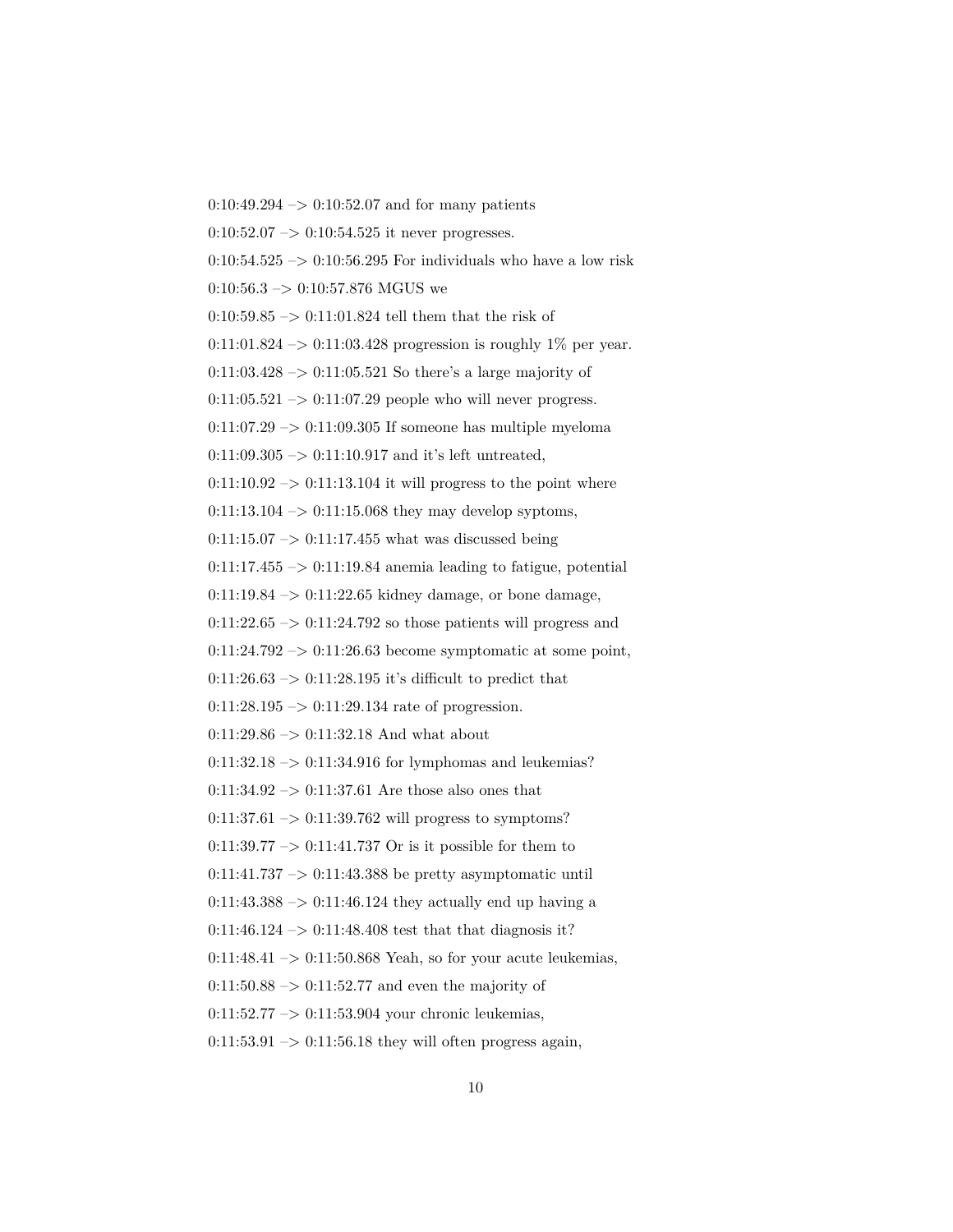0:10:49.294 –> 0:10:52.07 and for many patients

0:10:52.07 –> 0:10:54.525 it never progresses.

0:10:54.525 –> 0:10:56.295 For individuals who have a low risk

0:10:56.3 –> 0:10:57.876 MGUS we

0:10:59.85 –> 0:11:01.824 tell them that the risk of

0:11:01.824 –> 0:11:03.428 progression is roughly 1% per year.

0:11:03.428 –> 0:11:05.521 So there's a large majority of

0:11:05.521 –> 0:11:07.29 people who will never progress.

0:11:07.29 –> 0:11:09.305 If someone has multiple myeloma

0:11:09.305 –> 0:11:10.917 and it's left untreated,

0:11:10.92 –> 0:11:13.104 it will progress to the point where

0:11:13.104 –> 0:11:15.068 they may develop syptoms,

0:11:15.07 –> 0:11:17.455 what was discussed being

0:11:17.455 –> 0:11:19.84 anemia leading to fatigue, potential

0:11:19.84 –> 0:11:22.65 kidney damage, or bone damage,

0:11:22.65 –> 0:11:24.792 so those patients will progress and

0:11:24.792 –> 0:11:26.63 become symptomatic at some point,

0:11:26.63 –> 0:11:28.195 it's difficult to predict that

0:11:28.195 –> 0:11:29.134 rate of progression.

0:11:29.86 –> 0:11:32.18 And what about

0:11:32.18 –> 0:11:34.916 for lymphomas and leukemias?

0:11:34.92 –> 0:11:37.61 Are those also ones that

0:11:37.61 –> 0:11:39.762 will progress to symptoms?

0:11:39.77 –> 0:11:41.737 Or is it possible for them to

0:11:41.737 –> 0:11:43.388 be pretty asymptomatic until

0:11:43.388 –> 0:11:46.124 they actually end up having a

0:11:46.124 –> 0:11:48.408 test that that diagnosis it?

0:11:48.41 –> 0:11:50.868 Yeah, so for your acute leukemias,

0:11:50.88 –> 0:11:52.77 and even the majority of

0:11:52.77 –> 0:11:53.904 your chronic leukemias,

0:11:53.91 –> 0:11:56.18 they will often progress again,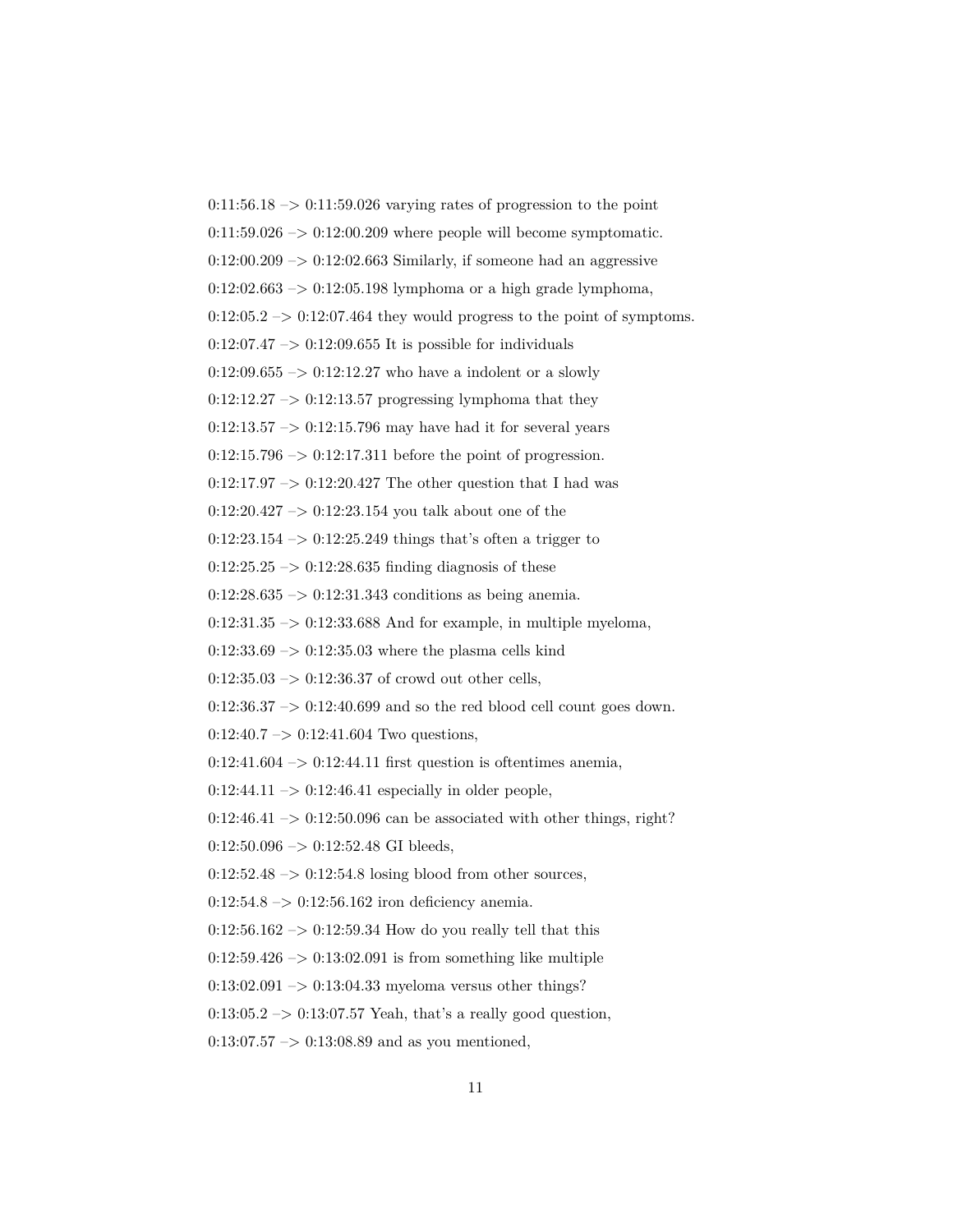0:11:56.18 –> 0:11:59.026 varying rates of progression to the point

0:11:59.026 –> 0:12:00.209 where people will become symptomatic.

0:12:00.209 –> 0:12:02.663 Similarly, if someone had an aggressive

0:12:02.663 –> 0:12:05.198 lymphoma or a high grade lymphoma,

0:12:05.2 –> 0:12:07.464 they would progress to the point of symptoms.

0:12:07.47 –> 0:12:09.655 It is possible for individuals

0:12:09.655 –> 0:12:12.27 who have a indolent or a slowly

0:12:12.27 –> 0:12:13.57 progressing lymphoma that they

0:12:13.57 –> 0:12:15.796 may have had it for several years

0:12:15.796 –> 0:12:17.311 before the point of progression.

0:12:17.97 –> 0:12:20.427 The other question that I had was

0:12:20.427 –> 0:12:23.154 you talk about one of the

0:12:23.154 –> 0:12:25.249 things that's often a trigger to

0:12:25.25 –> 0:12:28.635 finding diagnosis of these

0:12:28.635 –> 0:12:31.343 conditions as being anemia.

0:12:31.35 –> 0:12:33.688 And for example, in multiple myeloma,

0:12:33.69 –> 0:12:35.03 where the plasma cells kind

0:12:35.03 –> 0:12:36.37 of crowd out other cells,

0:12:36.37 –> 0:12:40.699 and so the red blood cell count goes down.

0:12:40.7 –> 0:12:41.604 Two questions,

0:12:41.604 –> 0:12:44.11 first question is oftentimes anemia,

0:12:44.11 –> 0:12:46.41 especially in older people,

0:12:46.41 –> 0:12:50.096 can be associated with other things, right?

0:12:50.096 –> 0:12:52.48 GI bleeds,

0:12:52.48 –> 0:12:54.8 losing blood from other sources,

0:12:54.8 –> 0:12:56.162 iron deficiency anemia.

0:12:56.162 –> 0:12:59.34 How do you really tell that this

0:12:59.426 –> 0:13:02.091 is from something like multiple

0:13:02.091 –> 0:13:04.33 myeloma versus other things?

0:13:05.2 –> 0:13:07.57 Yeah, that's a really good question,

0:13:07.57 –> 0:13:08.89 and as you mentioned,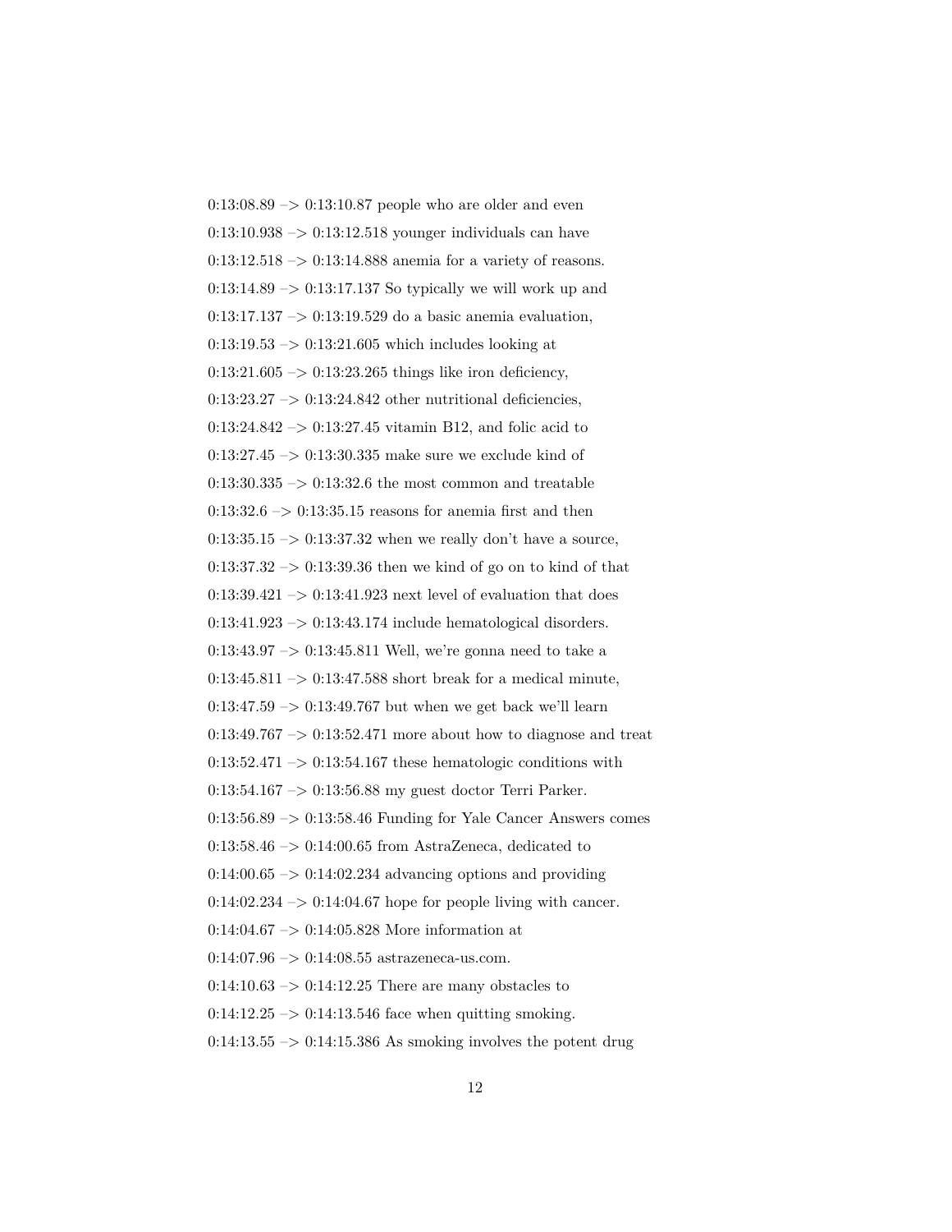0:13:08.89 –> 0:13:10.87 people who are older and even

0:13:10.938 –> 0:13:12.518 younger individuals can have

0:13:12.518 –> 0:13:14.888 anemia for a variety of reasons.

0:13:14.89 –> 0:13:17.137 So typically we will work up and

0:13:17.137 –> 0:13:19.529 do a basic anemia evaluation,

0:13:19.53 –> 0:13:21.605 which includes looking at

0:13:21.605 –> 0:13:23.265 things like iron deficiency,

0:13:23.27 –> 0:13:24.842 other nutritional deficiencies,

0:13:24.842 –> 0:13:27.45 vitamin B12, and folic acid to

0:13:27.45 –> 0:13:30.335 make sure we exclude kind of

0:13:30.335 –> 0:13:32.6 the most common and treatable

0:13:32.6 –> 0:13:35.15 reasons for anemia first and then

0:13:35.15 –> 0:13:37.32 when we really don't have a source,

0:13:37.32 –> 0:13:39.36 then we kind of go on to kind of that

0:13:39.421 –> 0:13:41.923 next level of evaluation that does

0:13:41.923 –> 0:13:43.174 include hematological disorders.

0:13:43.97 –> 0:13:45.811 Well, we're gonna need to take a

0:13:45.811 –> 0:13:47.588 short break for a medical minute,

0:13:47.59 –> 0:13:49.767 but when we get back we'll learn

0:13:49.767 –> 0:13:52.471 more about how to diagnose and treat

0:13:52.471 –> 0:13:54.167 these hematologic conditions with

0:13:54.167 –> 0:13:56.88 my guest doctor Terri Parker.

0:13:56.89 –> 0:13:58.46 Funding for Yale Cancer Answers comes

0:13:58.46 –> 0:14:00.65 from AstraZeneca, dedicated to

0:14:00.65 –> 0:14:02.234 advancing options and providing

0:14:02.234 –> 0:14:04.67 hope for people living with cancer.

0:14:04.67 –> 0:14:05.828 More information at

0:14:07.96 –> 0:14:08.55 astrazeneca-us.com.

0:14:10.63 –> 0:14:12.25 There are many obstacles to

0:14:12.25 –> 0:14:13.546 face when quitting smoking.

0:14:13.55 –> 0:14:15.386 As smoking involves the potent drug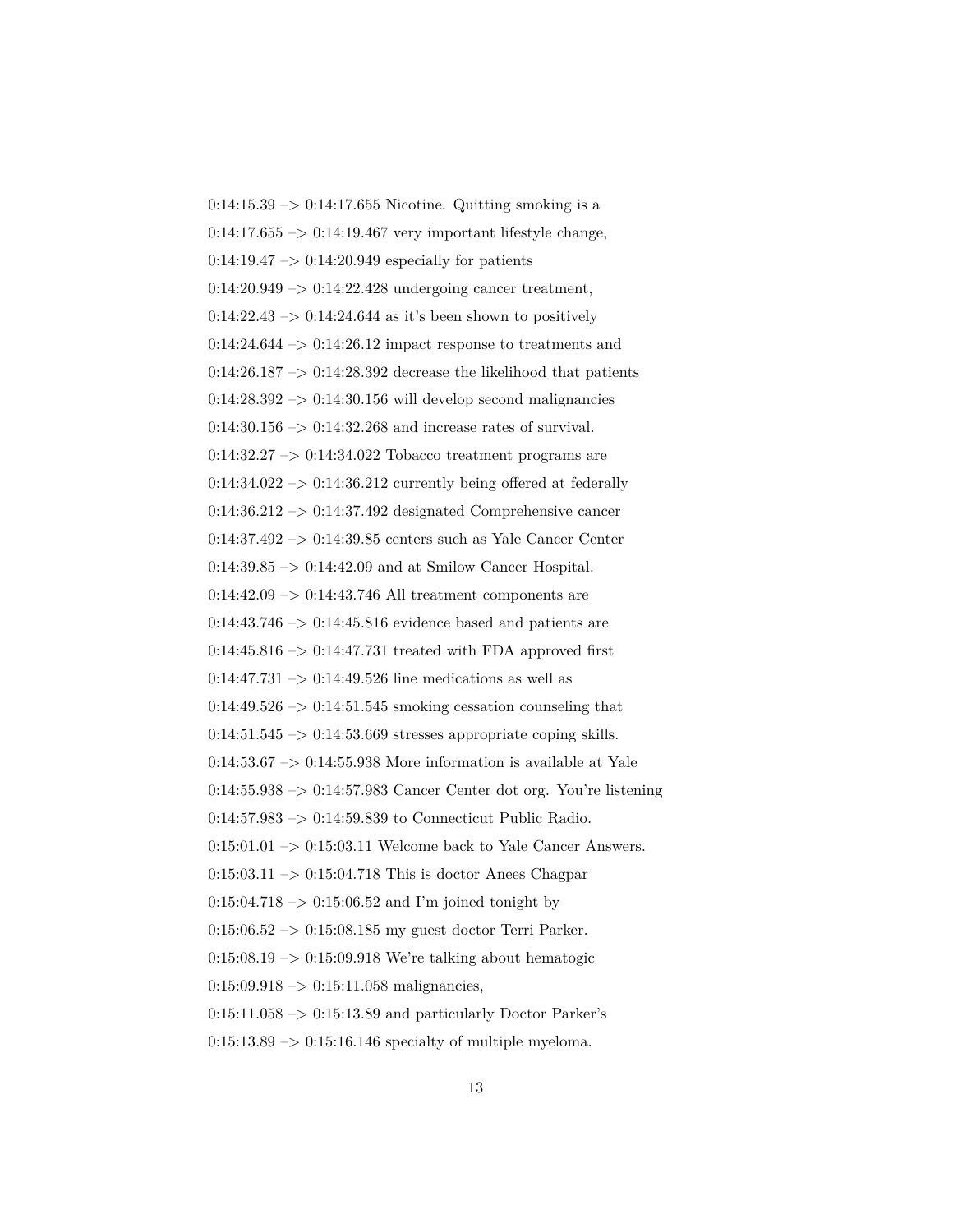0:14:15.39 –> 0:14:17.655 Nicotine. Quitting smoking is a

0:14:17.655 –> 0:14:19.467 very important lifestyle change,

0:14:19.47 –> 0:14:20.949 especially for patients

0:14:20.949 –> 0:14:22.428 undergoing cancer treatment,

0:14:22.43 –> 0:14:24.644 as it's been shown to positively

0:14:24.644 –> 0:14:26.12 impact response to treatments and

0:14:26.187 –> 0:14:28.392 decrease the likelihood that patients

0:14:28.392 –> 0:14:30.156 will develop second malignancies

0:14:30.156 –> 0:14:32.268 and increase rates of survival.

0:14:32.27 –> 0:14:34.022 Tobacco treatment programs are

0:14:34.022 –> 0:14:36.212 currently being offered at federally

0:14:36.212 –> 0:14:37.492 designated Comprehensive cancer

0:14:37.492 –> 0:14:39.85 centers such as Yale Cancer Center

0:14:39.85 –> 0:14:42.09 and at Smilow Cancer Hospital.

0:14:42.09 –> 0:14:43.746 All treatment components are

0:14:43.746 –> 0:14:45.816 evidence based and patients are

0:14:45.816 –> 0:14:47.731 treated with FDA approved first

0:14:47.731 –> 0:14:49.526 line medications as well as

0:14:49.526 –> 0:14:51.545 smoking cessation counseling that

0:14:51.545 –> 0:14:53.669 stresses appropriate coping skills.

0:14:53.67 –> 0:14:55.938 More information is available at Yale

0:14:55.938 –> 0:14:57.983 Cancer Center dot org. You're listening

0:14:57.983 –> 0:14:59.839 to Connecticut Public Radio.

0:15:01.01 –> 0:15:03.11 Welcome back to Yale Cancer Answers.

0:15:03.11 –> 0:15:04.718 This is doctor Anees Chagpar

0:15:04.718 –> 0:15:06.52 and I'm joined tonight by

0:15:06.52 –> 0:15:08.185 my guest doctor Terri Parker.

0:15:08.19 –> 0:15:09.918 We're talking about hematogic

0:15:09.918 –> 0:15:11.058 malignancies,

0:15:11.058 –> 0:15:13.89 and particularly Doctor Parker's

0:15:13.89 –> 0:15:16.146 specialty of multiple myeloma.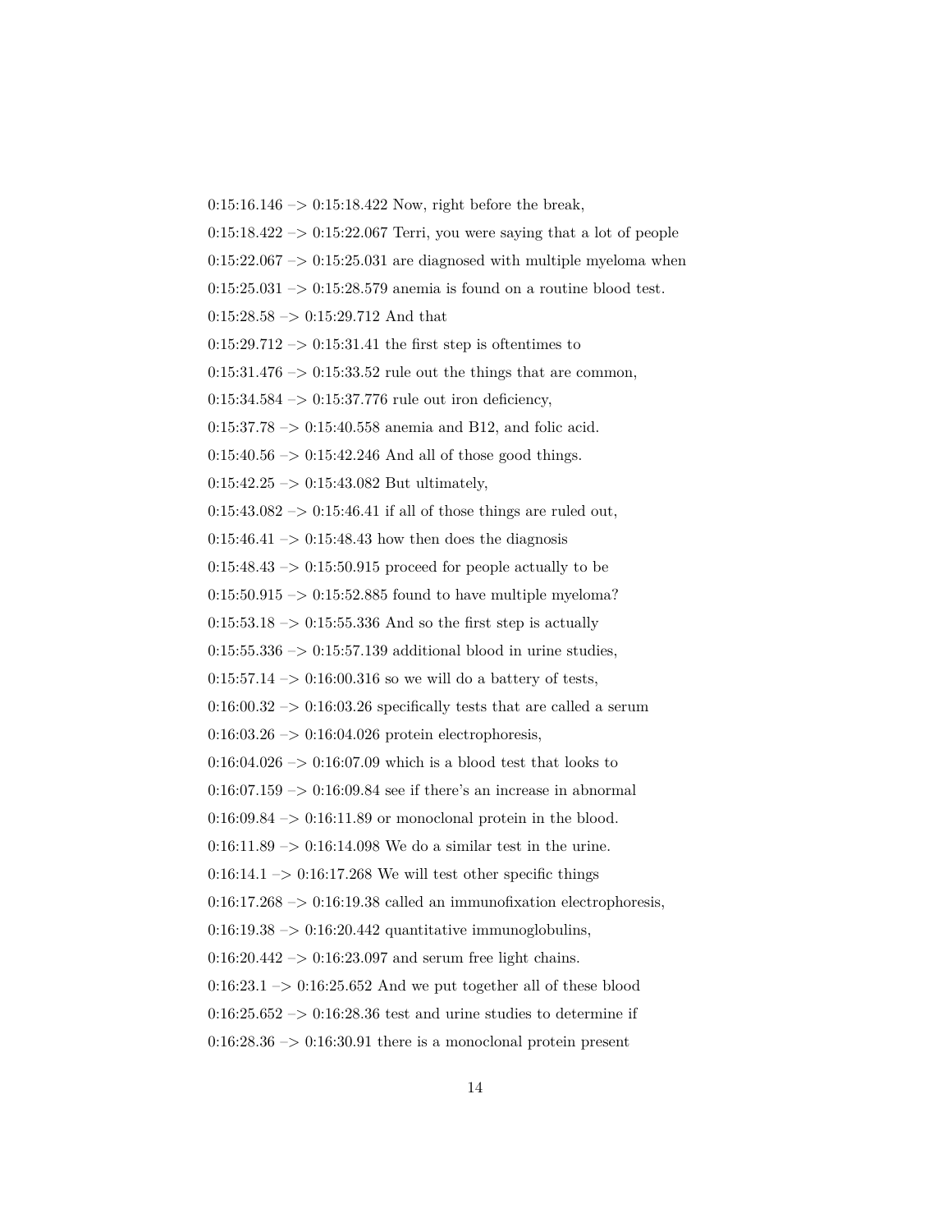0:15:16.146 –> 0:15:18.422 Now, right before the break,

0:15:18.422 –> 0:15:22.067 Terri, you were saying that a lot of people

0:15:22.067 –> 0:15:25.031 are diagnosed with multiple myeloma when

0:15:25.031 –> 0:15:28.579 anemia is found on a routine blood test.

0:15:28.58 –> 0:15:29.712 And that

0:15:29.712 –> 0:15:31.41 the first step is oftentimes to

0:15:31.476 –> 0:15:33.52 rule out the things that are common,

0:15:34.584 –> 0:15:37.776 rule out iron deficiency,

0:15:37.78 –> 0:15:40.558 anemia and B12, and folic acid.

0:15:40.56 –> 0:15:42.246 And all of those good things.

0:15:42.25 –> 0:15:43.082 But ultimately,

0:15:43.082 –> 0:15:46.41 if all of those things are ruled out,

0:15:46.41 –> 0:15:48.43 how then does the diagnosis

0:15:48.43 –> 0:15:50.915 proceed for people actually to be

0:15:50.915 –> 0:15:52.885 found to have multiple myeloma?

0:15:53.18 –> 0:15:55.336 And so the first step is actually

0:15:55.336 –> 0:15:57.139 additional blood in urine studies,

0:15:57.14 –> 0:16:00.316 so we will do a battery of tests,

0:16:00.32 –> 0:16:03.26 specifically tests that are called a serum

0:16:03.26 –> 0:16:04.026 protein electrophoresis,

0:16:04.026 –> 0:16:07.09 which is a blood test that looks to

0:16:07.159 –> 0:16:09.84 see if there's an increase in abnormal

0:16:09.84 –> 0:16:11.89 or monoclonal protein in the blood.

0:16:11.89 –> 0:16:14.098 We do a similar test in the urine.

0:16:14.1 –> 0:16:17.268 We will test other specific things

0:16:17.268 –> 0:16:19.38 called an immunofixation electrophoresis,

0:16:19.38 –> 0:16:20.442 quantitative immunoglobulins,

0:16:20.442 –> 0:16:23.097 and serum free light chains.

0:16:23.1 –> 0:16:25.652 And we put together all of these blood

0:16:25.652 –> 0:16:28.36 test and urine studies to determine if

0:16:28.36 –> 0:16:30.91 there is a monoclonal protein present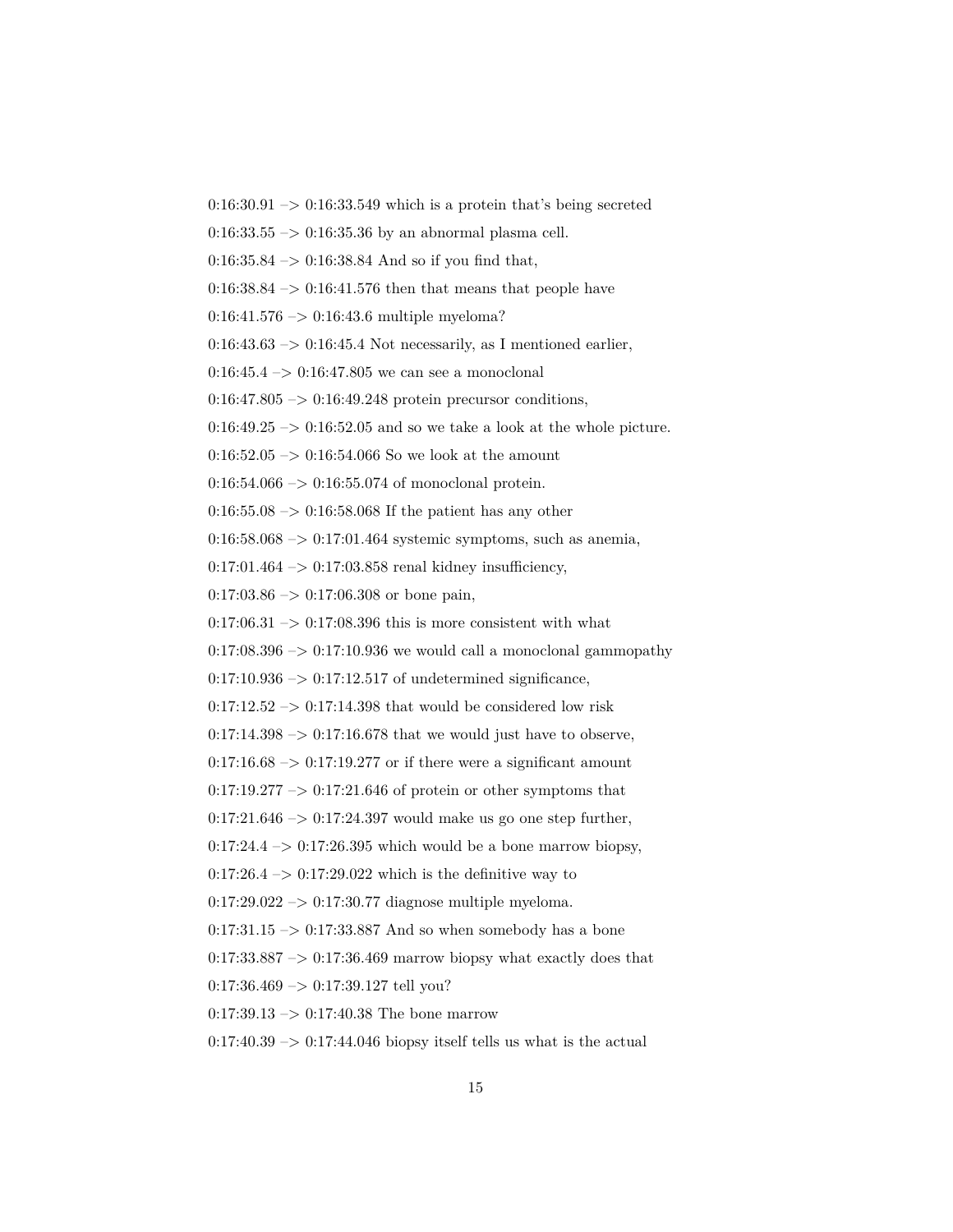0:16:30.91 –> 0:16:33.549 which is a protein that's being secreted

0:16:33.55 –> 0:16:35.36 by an abnormal plasma cell.

0:16:35.84 –> 0:16:38.84 And so if you find that,

0:16:38.84 –> 0:16:41.576 then that means that people have

0:16:41.576 –> 0:16:43.6 multiple myeloma?

0:16:43.63 –> 0:16:45.4 Not necessarily, as I mentioned earlier,

0:16:45.4 –> 0:16:47.805 we can see a monoclonal

0:16:47.805 –> 0:16:49.248 protein precursor conditions,

0:16:49.25 –> 0:16:52.05 and so we take a look at the whole picture.

0:16:52.05 –> 0:16:54.066 So we look at the amount

0:16:54.066 –> 0:16:55.074 of monoclonal protein.

0:16:55.08 –> 0:16:58.068 If the patient has any other

0:16:58.068 –> 0:17:01.464 systemic symptoms, such as anemia,

0:17:01.464 –> 0:17:03.858 renal kidney insufficiency,

0:17:03.86 –> 0:17:06.308 or bone pain,

0:17:06.31 –> 0:17:08.396 this is more consistent with what

0:17:08.396 –> 0:17:10.936 we would call a monoclonal gammopathy

0:17:10.936 –> 0:17:12.517 of undetermined significance,

0:17:12.52 –> 0:17:14.398 that would be considered low risk

0:17:14.398 –> 0:17:16.678 that we would just have to observe,

0:17:16.68 –> 0:17:19.277 or if there were a significant amount

0:17:19.277 –> 0:17:21.646 of protein or other symptoms that

0:17:21.646 –> 0:17:24.397 would make us go one step further,

0:17:24.4 –> 0:17:26.395 which would be a bone marrow biopsy,

0:17:26.4 –> 0:17:29.022 which is the definitive way to

0:17:29.022 –> 0:17:30.77 diagnose multiple myeloma.

0:17:31.15 –> 0:17:33.887 And so when somebody has a bone

0:17:33.887 –> 0:17:36.469 marrow biopsy what exactly does that

0:17:36.469 –> 0:17:39.127 tell you?

0:17:39.13 –> 0:17:40.38 The bone marrow

0:17:40.39 –> 0:17:44.046 biopsy itself tells us what is the actual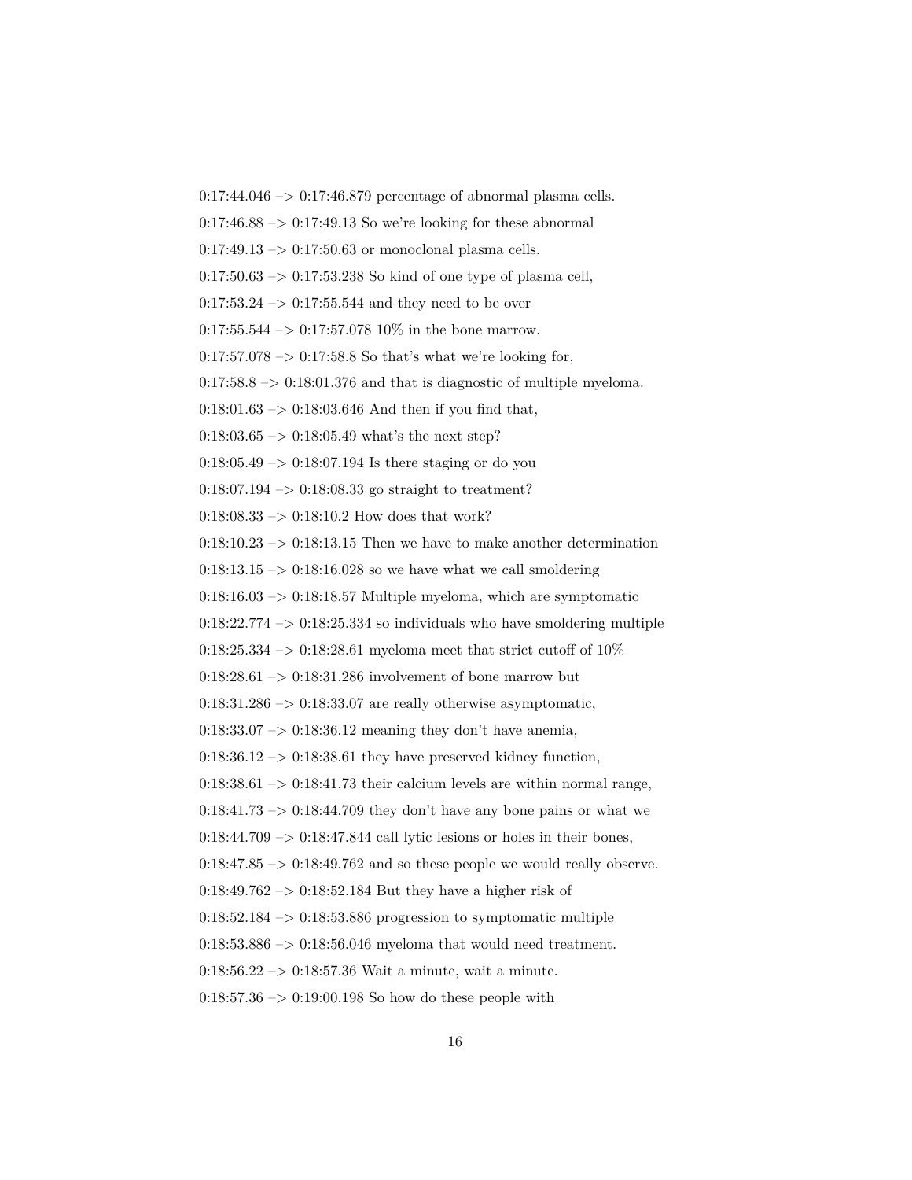0:17:44.046 –> 0:17:46.879 percentage of abnormal plasma cells.

0:17:46.88 –> 0:17:49.13 So we're looking for these abnormal

0:17:49.13 –> 0:17:50.63 or monoclonal plasma cells.

0:17:50.63 –> 0:17:53.238 So kind of one type of plasma cell,

0:17:53.24 –> 0:17:55.544 and they need to be over

0:17:55.544 –> 0:17:57.078 10% in the bone marrow.

0:17:57.078 –> 0:17:58.8 So that's what we're looking for,

0:17:58.8 –> 0:18:01.376 and that is diagnostic of multiple myeloma.

0:18:01.63 –> 0:18:03.646 And then if you find that,

0:18:03.65 –> 0:18:05.49 what's the next step?

0:18:05.49 –> 0:18:07.194 Is there staging or do you

0:18:07.194 –> 0:18:08.33 go straight to treatment?

0:18:08.33 –> 0:18:10.2 How does that work?

0:18:10.23 –> 0:18:13.15 Then we have to make another determination

0:18:13.15 –> 0:18:16.028 so we have what we call smoldering

0:18:16.03 –> 0:18:18.57 Multiple myeloma, which are symptomatic

0:18:22.774 –> 0:18:25.334 so individuals who have smoldering multiple

0:18:25.334 –> 0:18:28.61 myeloma meet that strict cutoff of 10%

0:18:28.61 –> 0:18:31.286 involvement of bone marrow but

0:18:31.286 –> 0:18:33.07 are really otherwise asymptomatic,

0:18:33.07 –> 0:18:36.12 meaning they don't have anemia,

0:18:36.12 –> 0:18:38.61 they have preserved kidney function,

0:18:38.61 –> 0:18:41.73 their calcium levels are within normal range,

0:18:41.73 –> 0:18:44.709 they don't have any bone pains or what we

0:18:44.709 –> 0:18:47.844 call lytic lesions or holes in their bones,

0:18:47.85 –> 0:18:49.762 and so these people we would really observe.

0:18:49.762 –> 0:18:52.184 But they have a higher risk of

0:18:52.184 –> 0:18:53.886 progression to symptomatic multiple

0:18:53.886 –> 0:18:56.046 myeloma that would need treatment.

0:18:56.22 –> 0:18:57.36 Wait a minute, wait a minute.

0:18:57.36 –> 0:19:00.198 So how do these people with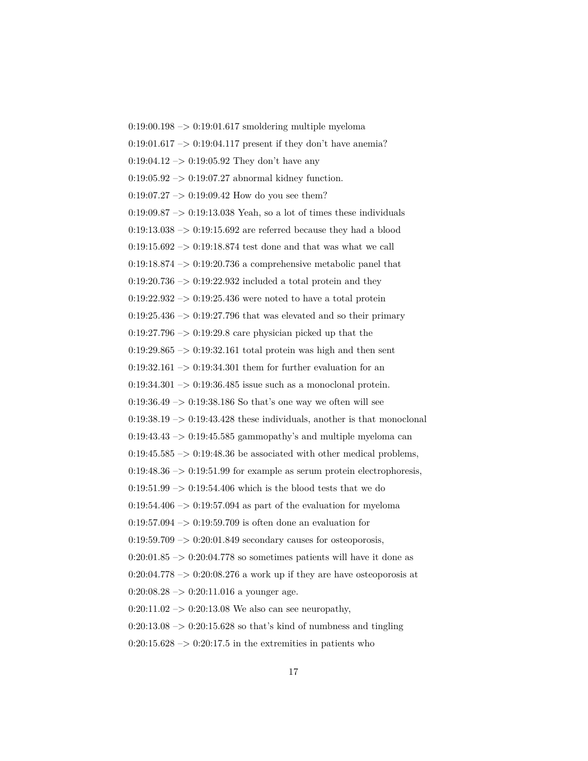0:19:00.198 –> 0:19:01.617 smoldering multiple myeloma

0:19:01.617 –> 0:19:04.117 present if they don't have anemia?

0:19:04.12 –> 0:19:05.92 They don't have any

0:19:05.92 –> 0:19:07.27 abnormal kidney function.

0:19:07.27 –> 0:19:09.42 How do you see them?

0:19:09.87 –> 0:19:13.038 Yeah, so a lot of times these individuals

0:19:13.038 –> 0:19:15.692 are referred because they had a blood

0:19:15.692 –> 0:19:18.874 test done and that was what we call

0:19:18.874 –> 0:19:20.736 a comprehensive metabolic panel that

0:19:20.736 –> 0:19:22.932 included a total protein and they

0:19:22.932 –> 0:19:25.436 were noted to have a total protein

0:19:25.436 –> 0:19:27.796 that was elevated and so their primary

0:19:27.796 –> 0:19:29.8 care physician picked up that the

0:19:29.865 –> 0:19:32.161 total protein was high and then sent

0:19:32.161 –> 0:19:34.301 them for further evaluation for an

0:19:34.301 –> 0:19:36.485 issue such as a monoclonal protein.

0:19:36.49 –> 0:19:38.186 So that's one way we often will see

0:19:38.19 –> 0:19:43.428 these individuals, another is that monoclonal

0:19:43.43 –> 0:19:45.585 gammopathy's and multiple myeloma can

0:19:45.585 –> 0:19:48.36 be associated with other medical problems,

0:19:48.36 –> 0:19:51.99 for example as serum protein electrophoresis,

0:19:51.99 –> 0:19:54.406 which is the blood tests that we do

0:19:54.406 –> 0:19:57.094 as part of the evaluation for myeloma

0:19:57.094 –> 0:19:59.709 is often done an evaluation for

0:19:59.709 –> 0:20:01.849 secondary causes for osteoporosis,

0:20:01.85 –> 0:20:04.778 so sometimes patients will have it done as

0:20:04.778 –> 0:20:08.276 a work up if they are have osteoporosis at

0:20:08.28 –> 0:20:11.016 a younger age.

0:20:11.02 –> 0:20:13.08 We also can see neuropathy,

0:20:13.08 –> 0:20:15.628 so that's kind of numbness and tingling

0:20:15.628 –> 0:20:17.5 in the extremities in patients who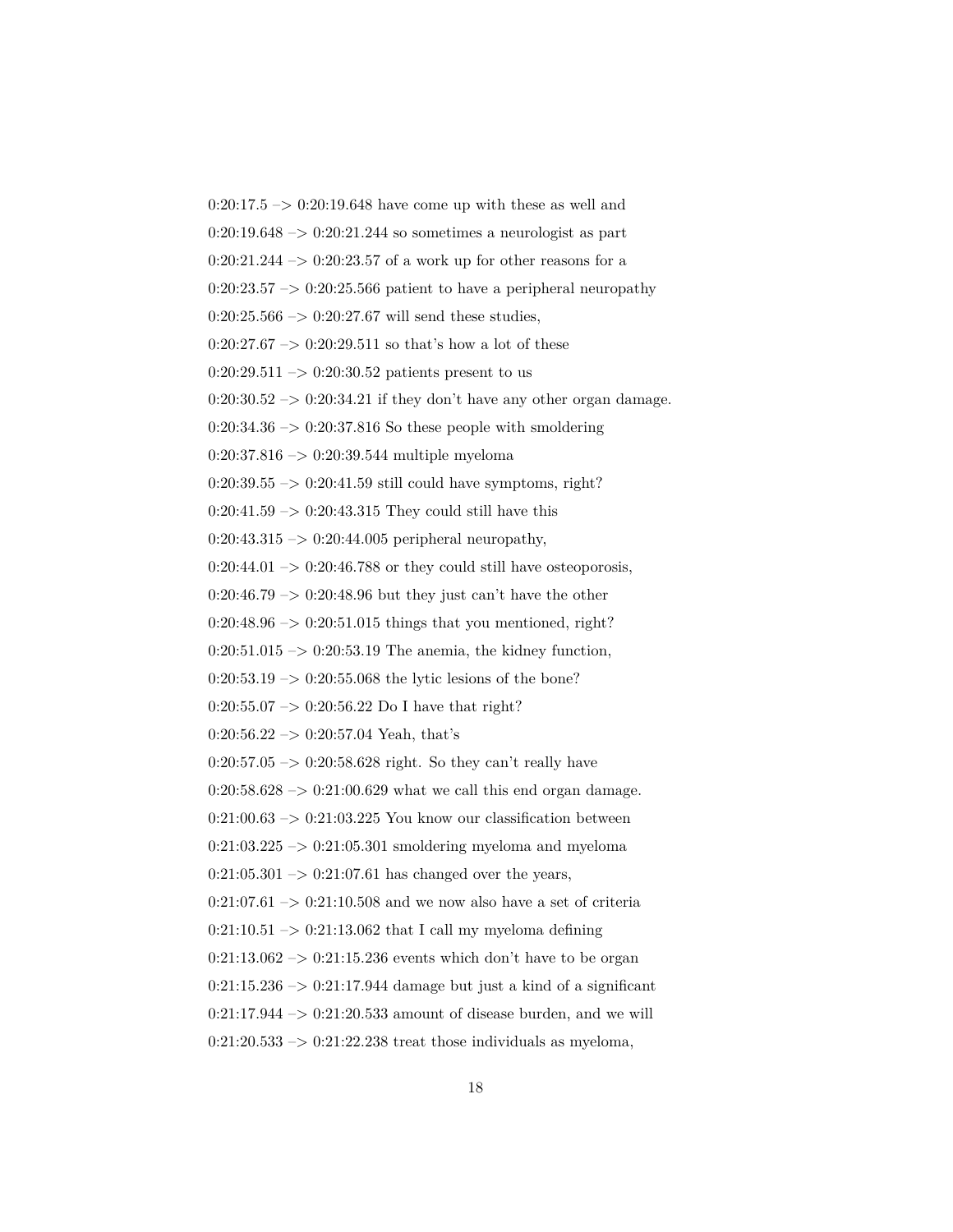0:20:17.5 –> 0:20:19.648 have come up with these as well and

0:20:19.648 –> 0:20:21.244 so sometimes a neurologist as part

0:20:21.244 –> 0:20:23.57 of a work up for other reasons for a

0:20:23.57 –> 0:20:25.566 patient to have a peripheral neuropathy

0:20:25.566 –> 0:20:27.67 will send these studies,

0:20:27.67 –> 0:20:29.511 so that's how a lot of these

0:20:29.511 –> 0:20:30.52 patients present to us

0:20:30.52 –> 0:20:34.21 if they don't have any other organ damage.

0:20:34.36 –> 0:20:37.816 So these people with smoldering

0:20:37.816 –> 0:20:39.544 multiple myeloma

0:20:39.55 –> 0:20:41.59 still could have symptoms, right?

0:20:41.59 –> 0:20:43.315 They could still have this

0:20:43.315 –> 0:20:44.005 peripheral neuropathy,

0:20:44.01 –> 0:20:46.788 or they could still have osteoporosis,

0:20:46.79 –> 0:20:48.96 but they just can't have the other

0:20:48.96 –> 0:20:51.015 things that you mentioned, right?

0:20:51.015 –> 0:20:53.19 The anemia, the kidney function,

0:20:53.19 –> 0:20:55.068 the lytic lesions of the bone?

0:20:55.07 –> 0:20:56.22 Do I have that right?

0:20:56.22 –> 0:20:57.04 Yeah, that's

0:20:57.05 –> 0:20:58.628 right. So they can't really have

0:20:58.628 –> 0:21:00.629 what we call this end organ damage.

0:21:00.63 –> 0:21:03.225 You know our classification between

0:21:03.225 –> 0:21:05.301 smoldering myeloma and myeloma

0:21:05.301 –> 0:21:07.61 has changed over the years,

0:21:07.61 –> 0:21:10.508 and we now also have a set of criteria

0:21:10.51 –> 0:21:13.062 that I call my myeloma defining

0:21:13.062 –> 0:21:15.236 events which don't have to be organ

0:21:15.236 –> 0:21:17.944 damage but just a kind of a significant

0:21:17.944 –> 0:21:20.533 amount of disease burden, and we will

0:21:20.533 –> 0:21:22.238 treat those individuals as myeloma,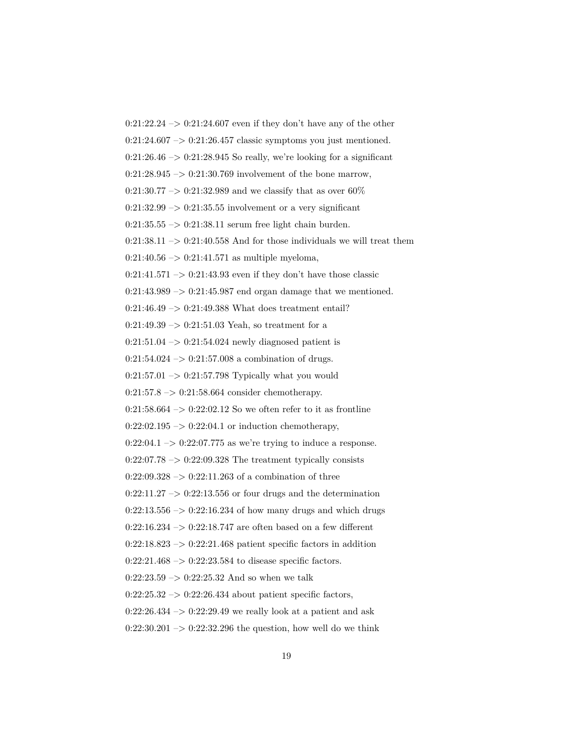0:21:22.24 –> 0:21:24.607 even if they don't have any of the other

0:21:24.607 –> 0:21:26.457 classic symptoms you just mentioned.

0:21:26.46 –> 0:21:28.945 So really, we're looking for a significant

0:21:28.945 –> 0:21:30.769 involvement of the bone marrow,

0:21:30.77 –> 0:21:32.989 and we classify that as over 60%

0:21:32.99 –> 0:21:35.55 involvement or a very significant

0:21:35.55 –> 0:21:38.11 serum free light chain burden.

0:21:38.11 –> 0:21:40.558 And for those individuals we will treat them

0:21:40.56 –> 0:21:41.571 as multiple myeloma,

0:21:41.571 –> 0:21:43.93 even if they don't have those classic

0:21:43.989 –> 0:21:45.987 end organ damage that we mentioned.

0:21:46.49 –> 0:21:49.388 What does treatment entail?

0:21:49.39 –> 0:21:51.03 Yeah, so treatment for a

0:21:51.04 –> 0:21:54.024 newly diagnosed patient is

0:21:54.024 –> 0:21:57.008 a combination of drugs.

0:21:57.01 –> 0:21:57.798 Typically what you would

0:21:57.8 –> 0:21:58.664 consider chemotherapy.

0:21:58.664 –> 0:22:02.12 So we often refer to it as frontline

0:22:02.195 –> 0:22:04.1 or induction chemotherapy,

0:22:04.1 –> 0:22:07.775 as we're trying to induce a response.

0:22:07.78 –> 0:22:09.328 The treatment typically consists

0:22:09.328 –> 0:22:11.263 of a combination of three

0:22:11.27 –> 0:22:13.556 or four drugs and the determination

0:22:13.556 –> 0:22:16.234 of how many drugs and which drugs

0:22:16.234 –> 0:22:18.747 are often based on a few different

0:22:18.823 –> 0:22:21.468 patient specific factors in addition

0:22:21.468 –> 0:22:23.584 to disease specific factors.

0:22:23.59 –> 0:22:25.32 And so when we talk

0:22:25.32 –> 0:22:26.434 about patient specific factors,

0:22:26.434 –> 0:22:29.49 we really look at a patient and ask

0:22:30.201 –> 0:22:32.296 the question, how well do we think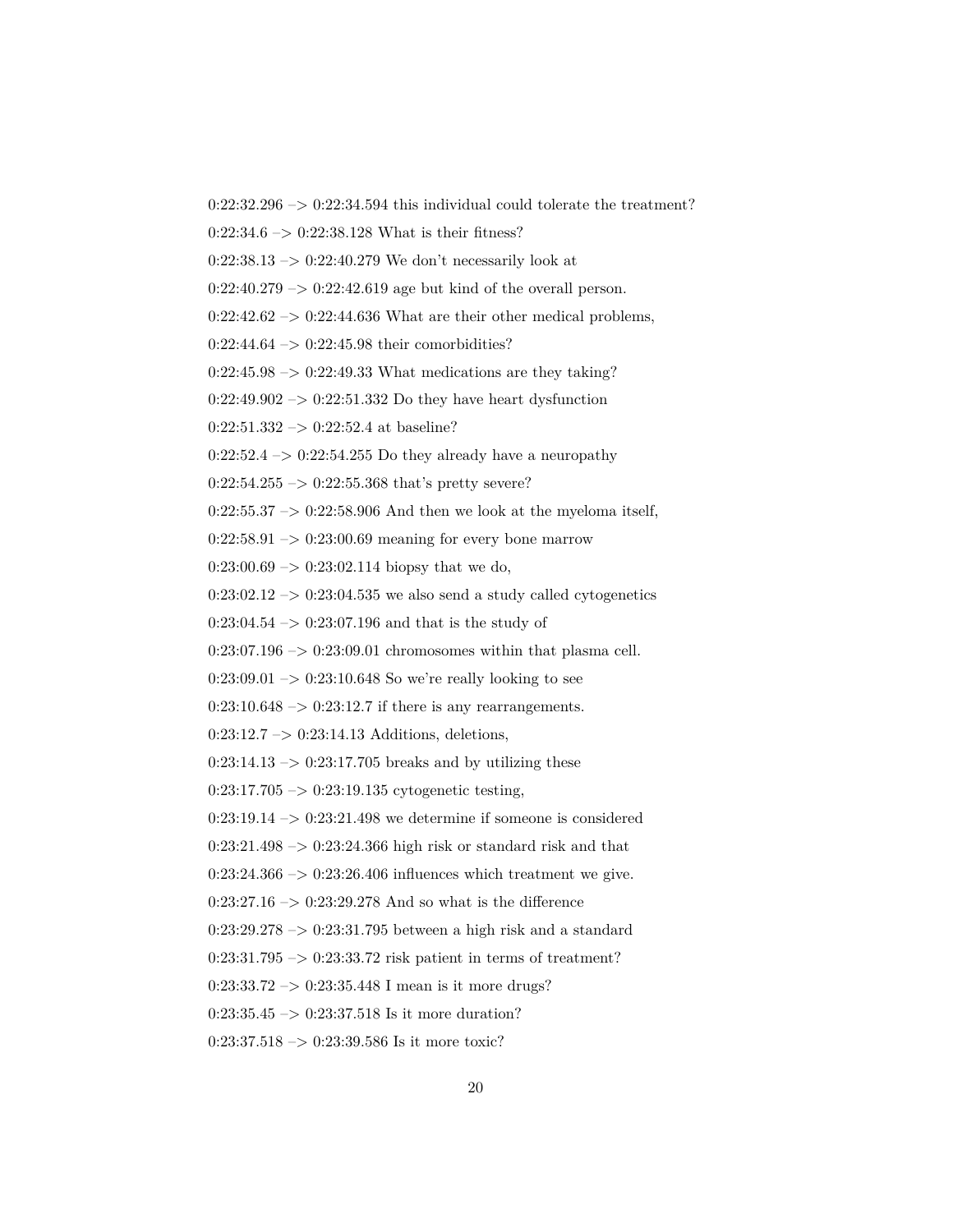0:22:32.296 –> 0:22:34.594 this individual could tolerate the treatment?

0:22:34.6 –> 0:22:38.128 What is their fitness?

0:22:38.13 –> 0:22:40.279 We don't necessarily look at

0:22:40.279 –> 0:22:42.619 age but kind of the overall person.

0:22:42.62 –> 0:22:44.636 What are their other medical problems,

0:22:44.64 –> 0:22:45.98 their comorbidities?

0:22:45.98 –> 0:22:49.33 What medications are they taking?

0:22:49.902 –> 0:22:51.332 Do they have heart dysfunction

0:22:51.332 –> 0:22:52.4 at baseline?

0:22:52.4 –> 0:22:54.255 Do they already have a neuropathy

0:22:54.255 –> 0:22:55.368 that's pretty severe?

0:22:55.37 –> 0:22:58.906 And then we look at the myeloma itself,

0:22:58.91 –> 0:23:00.69 meaning for every bone marrow

0:23:00.69 –> 0:23:02.114 biopsy that we do,

0:23:02.12 –> 0:23:04.535 we also send a study called cytogenetics

0:23:04.54 –> 0:23:07.196 and that is the study of

0:23:07.196 –> 0:23:09.01 chromosomes within that plasma cell.

0:23:09.01 –> 0:23:10.648 So we're really looking to see

0:23:10.648 –> 0:23:12.7 if there is any rearrangements.

0:23:12.7 –> 0:23:14.13 Additions, deletions,

0:23:14.13 –> 0:23:17.705 breaks and by utilizing these

0:23:17.705 –> 0:23:19.135 cytogenetic testing,

0:23:19.14 –> 0:23:21.498 we determine if someone is considered

0:23:21.498 –> 0:23:24.366 high risk or standard risk and that

0:23:24.366 –> 0:23:26.406 influences which treatment we give.

0:23:27.16 –> 0:23:29.278 And so what is the difference

0:23:29.278 –> 0:23:31.795 between a high risk and a standard

0:23:31.795 –> 0:23:33.72 risk patient in terms of treatment?

0:23:33.72 –> 0:23:35.448 I mean is it more drugs?

0:23:35.45 –> 0:23:37.518 Is it more duration?

0:23:37.518 –> 0:23:39.586 Is it more toxic?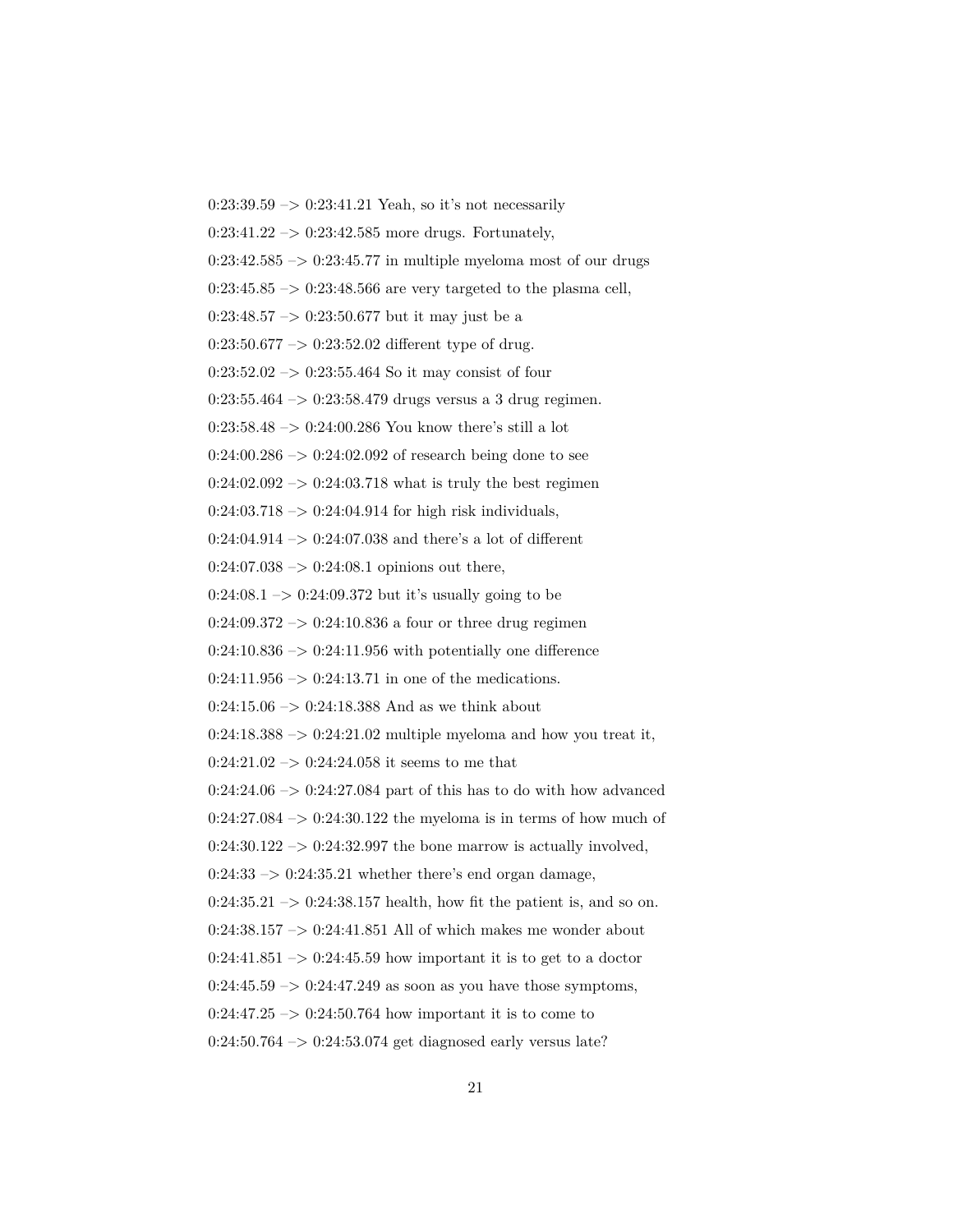0:23:39.59 –> 0:23:41.21 Yeah, so it's not necessarily

0:23:41.22 –> 0:23:42.585 more drugs. Fortunately,

0:23:42.585 –> 0:23:45.77 in multiple myeloma most of our drugs

0:23:45.85 –> 0:23:48.566 are very targeted to the plasma cell,

0:23:48.57 –> 0:23:50.677 but it may just be a

0:23:50.677 –> 0:23:52.02 different type of drug.

0:23:52.02 –> 0:23:55.464 So it may consist of four

0:23:55.464 –> 0:23:58.479 drugs versus a 3 drug regimen.

0:23:58.48 –> 0:24:00.286 You know there's still a lot

0:24:00.286 –> 0:24:02.092 of research being done to see

0:24:02.092 –> 0:24:03.718 what is truly the best regimen

0:24:03.718 –> 0:24:04.914 for high risk individuals,

0:24:04.914 –> 0:24:07.038 and there's a lot of different

0:24:07.038 –> 0:24:08.1 opinions out there,

0:24:08.1 –> 0:24:09.372 but it's usually going to be

0:24:09.372 –> 0:24:10.836 a four or three drug regimen

0:24:10.836 –> 0:24:11.956 with potentially one difference

0:24:11.956 –> 0:24:13.71 in one of the medications.

0:24:15.06 –> 0:24:18.388 And as we think about

0:24:18.388 –> 0:24:21.02 multiple myeloma and how you treat it,

0:24:21.02 –> 0:24:24.058 it seems to me that

0:24:24.06 –> 0:24:27.084 part of this has to do with how advanced

0:24:27.084 –> 0:24:30.122 the myeloma is in terms of how much of

0:24:30.122 –> 0:24:32.997 the bone marrow is actually involved,

0:24:33 –> 0:24:35.21 whether there's end organ damage,

0:24:35.21 –> 0:24:38.157 health, how fit the patient is, and so on.

0:24:38.157 –> 0:24:41.851 All of which makes me wonder about

0:24:41.851 –> 0:24:45.59 how important it is to get to a doctor

0:24:45.59 –> 0:24:47.249 as soon as you have those symptoms,

0:24:47.25 –> 0:24:50.764 how important it is to come to

0:24:50.764 –> 0:24:53.074 get diagnosed early versus late?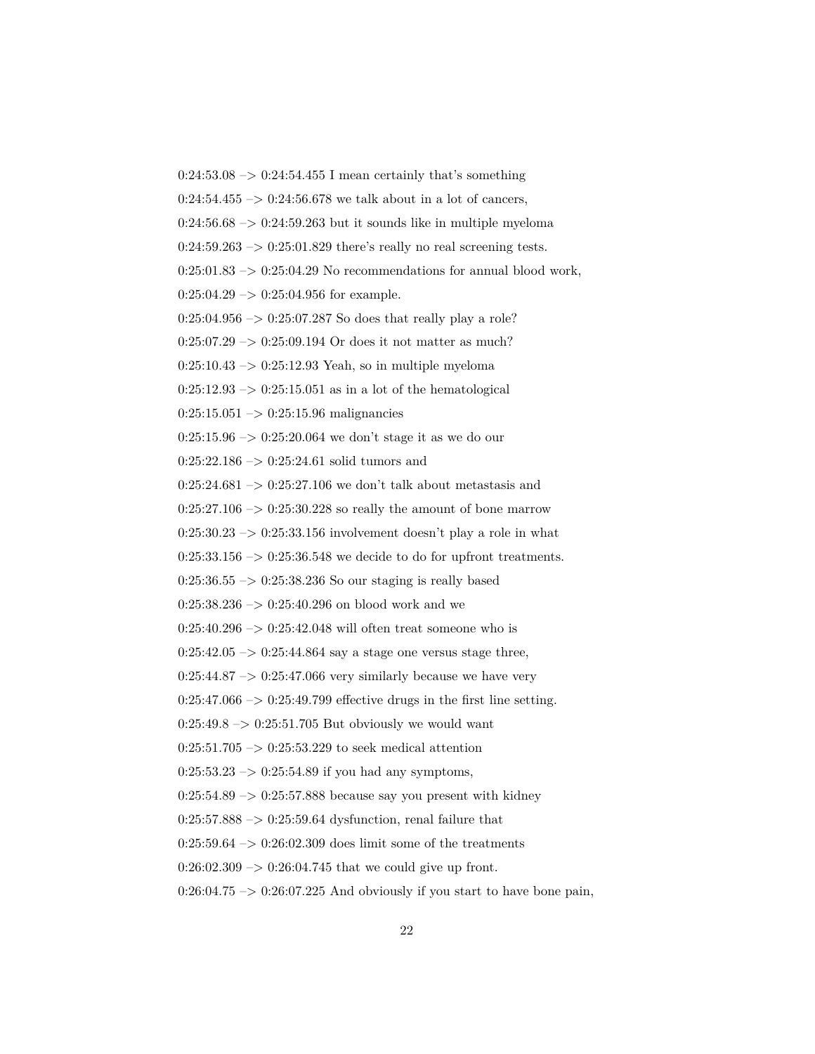0:24:53.08 –> 0:24:54.455 I mean certainly that's something

0:24:54.455 –> 0:24:56.678 we talk about in a lot of cancers,

0:24:56.68 –> 0:24:59.263 but it sounds like in multiple myeloma

0:24:59.263 –> 0:25:01.829 there's really no real screening tests.

0:25:01.83 –> 0:25:04.29 No recommendations for annual blood work,

0:25:04.29 –> 0:25:04.956 for example.

0:25:04.956 –> 0:25:07.287 So does that really play a role?

0:25:07.29 –> 0:25:09.194 Or does it not matter as much?

0:25:10.43 –> 0:25:12.93 Yeah, so in multiple myeloma

0:25:12.93 –> 0:25:15.051 as in a lot of the hematological

0:25:15.051 –> 0:25:15.96 malignancies

0:25:15.96 –> 0:25:20.064 we don't stage it as we do our

0:25:22.186 –> 0:25:24.61 solid tumors and

0:25:24.681 –> 0:25:27.106 we don't talk about metastasis and

0:25:27.106 –> 0:25:30.228 so really the amount of bone marrow

0:25:30.23 –> 0:25:33.156 involvement doesn't play a role in what

0:25:33.156 –> 0:25:36.548 we decide to do for upfront treatments.

0:25:36.55 –> 0:25:38.236 So our staging is really based

0:25:38.236 –> 0:25:40.296 on blood work and we

0:25:40.296 –> 0:25:42.048 will often treat someone who is

0:25:42.05 –> 0:25:44.864 say a stage one versus stage three,

0:25:44.87 –> 0:25:47.066 very similarly because we have very

0:25:47.066 –> 0:25:49.799 effective drugs in the first line setting.

0:25:49.8 –> 0:25:51.705 But obviously we would want

0:25:51.705 –> 0:25:53.229 to seek medical attention

0:25:53.23 –> 0:25:54.89 if you had any symptoms,

0:25:54.89 –> 0:25:57.888 because say you present with kidney

0:25:57.888 –> 0:25:59.64 dysfunction, renal failure that

0:25:59.64 –> 0:26:02.309 does limit some of the treatments

0:26:02.309 –> 0:26:04.745 that we could give up front.

0:26:04.75 –> 0:26:07.225 And obviously if you start to have bone pain,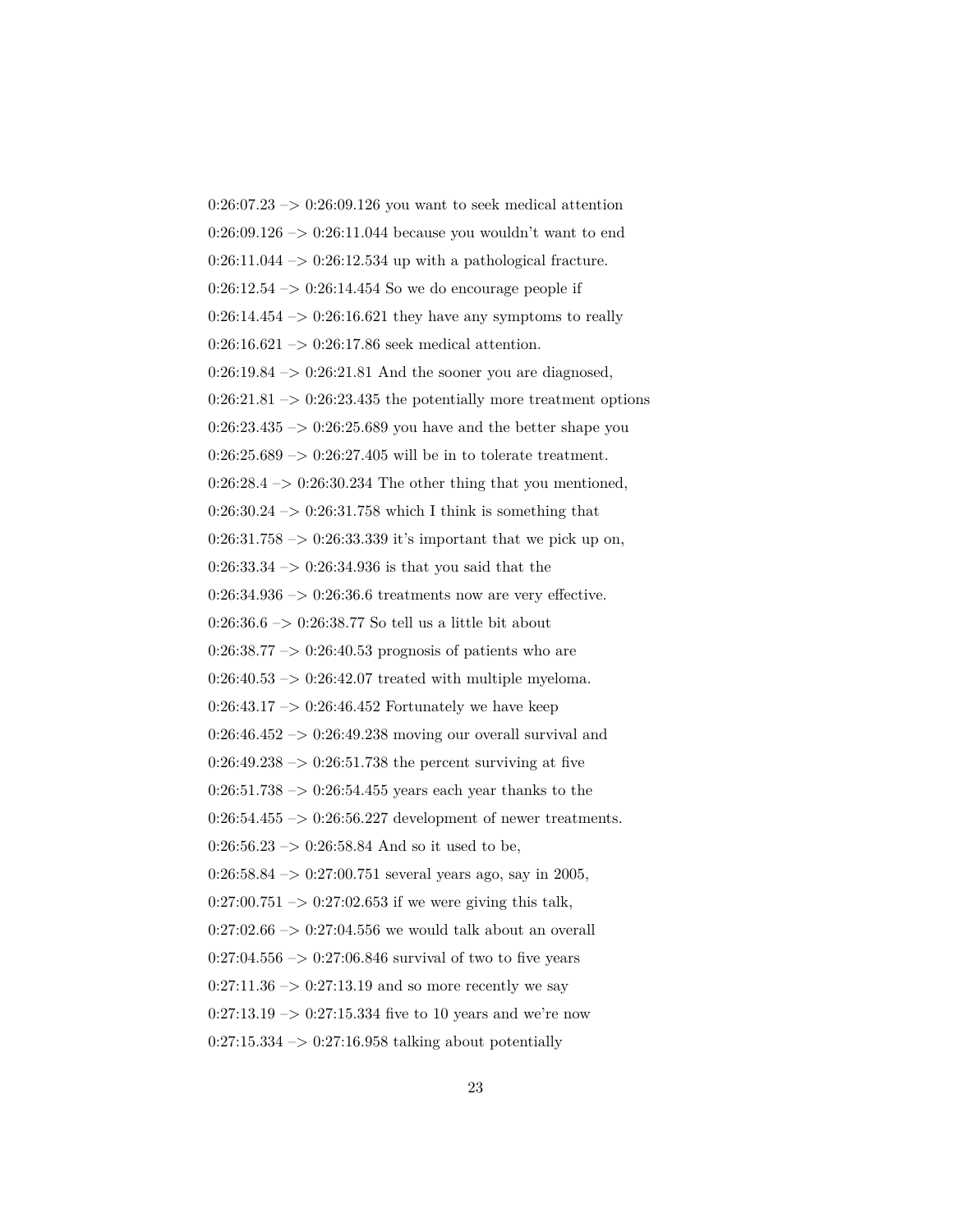0:26:07.23 –> 0:26:09.126 you want to seek medical attention

0:26:09.126 –> 0:26:11.044 because you wouldn't want to end

0:26:11.044 –> 0:26:12.534 up with a pathological fracture.

0:26:12.54 –> 0:26:14.454 So we do encourage people if

0:26:14.454 –> 0:26:16.621 they have any symptoms to really

0:26:16.621 –> 0:26:17.86 seek medical attention.

0:26:19.84 –> 0:26:21.81 And the sooner you are diagnosed,

0:26:21.81 –> 0:26:23.435 the potentially more treatment options

0:26:23.435 –> 0:26:25.689 you have and the better shape you

0:26:25.689 –> 0:26:27.405 will be in to tolerate treatment.

0:26:28.4 –> 0:26:30.234 The other thing that you mentioned,

0:26:30.24 –> 0:26:31.758 which I think is something that

0:26:31.758 –> 0:26:33.339 it's important that we pick up on,

0:26:33.34 –> 0:26:34.936 is that you said that the

0:26:34.936 –> 0:26:36.6 treatments now are very effective.

0:26:36.6 –> 0:26:38.77 So tell us a little bit about

0:26:38.77 –> 0:26:40.53 prognosis of patients who are

0:26:40.53 –> 0:26:42.07 treated with multiple myeloma.

0:26:43.17 –> 0:26:46.452 Fortunately we have keep

0:26:46.452 –> 0:26:49.238 moving our overall survival and

0:26:49.238 –> 0:26:51.738 the percent surviving at five

0:26:51.738 –> 0:26:54.455 years each year thanks to the

0:26:54.455 –> 0:26:56.227 development of newer treatments.

0:26:56.23 –> 0:26:58.84 And so it used to be,

0:26:58.84 –> 0:27:00.751 several years ago, say in 2005,

0:27:00.751 –> 0:27:02.653 if we were giving this talk,

0:27:02.66 –> 0:27:04.556 we would talk about an overall

0:27:04.556 –> 0:27:06.846 survival of two to five years

0:27:11.36 –> 0:27:13.19 and so more recently we say

0:27:13.19 –> 0:27:15.334 five to 10 years and we're now

0:27:15.334 –> 0:27:16.958 talking about potentially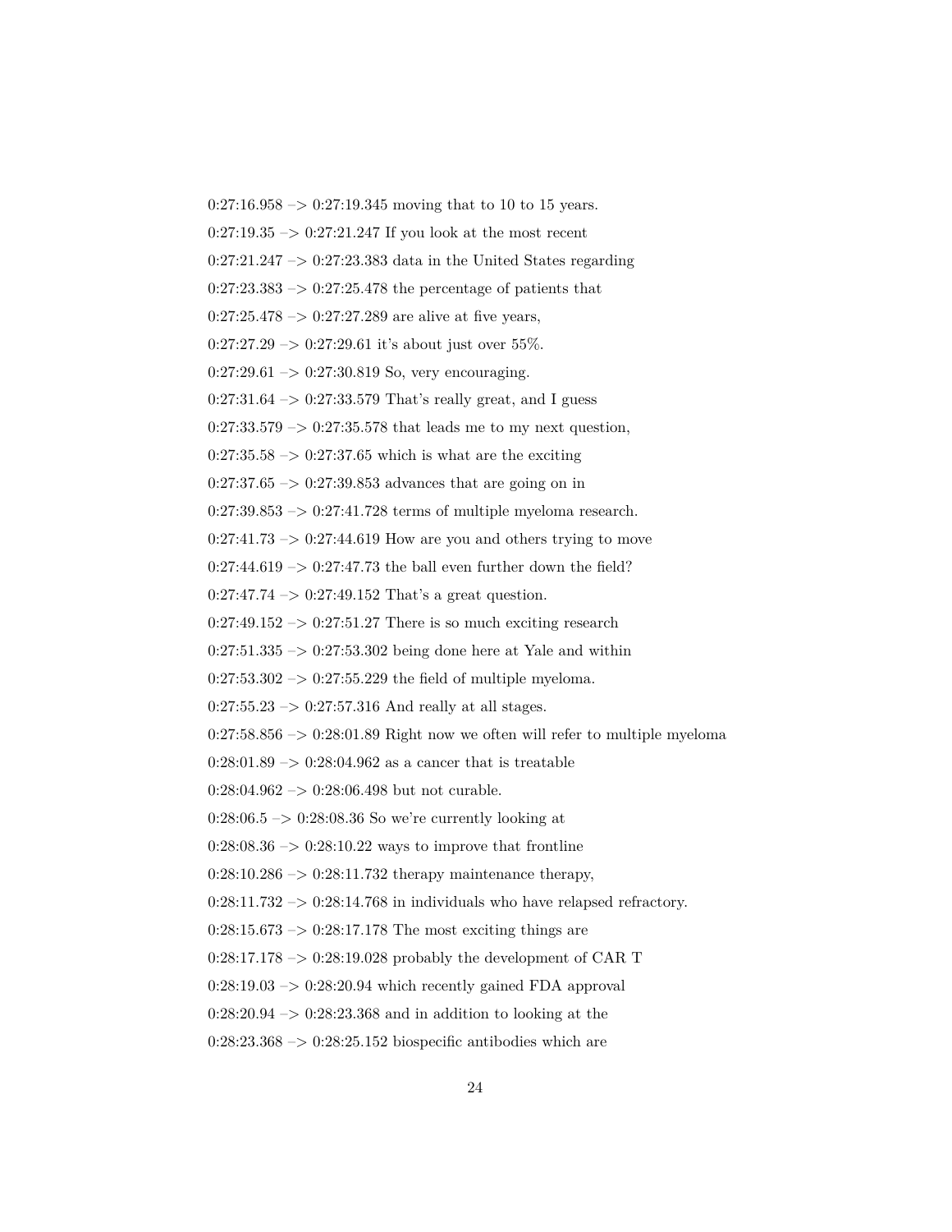0:27:16.958 –> 0:27:19.345 moving that to 10 to 15 years.

0:27:19.35 –> 0:27:21.247 If you look at the most recent

0:27:21.247 –> 0:27:23.383 data in the United States regarding

0:27:23.383 –> 0:27:25.478 the percentage of patients that

0:27:25.478 –> 0:27:27.289 are alive at five years,

0:27:27.29 –> 0:27:29.61 it's about just over 55%.

0:27:29.61 –> 0:27:30.819 So, very encouraging.

0:27:31.64 –> 0:27:33.579 That's really great, and I guess

0:27:33.579 –> 0:27:35.578 that leads me to my next question,

0:27:35.58 –> 0:27:37.65 which is what are the exciting

0:27:37.65 –> 0:27:39.853 advances that are going on in

0:27:39.853 –> 0:27:41.728 terms of multiple myeloma research.

0:27:41.73 –> 0:27:44.619 How are you and others trying to move

0:27:44.619 –> 0:27:47.73 the ball even further down the field?

0:27:47.74 –> 0:27:49.152 That's a great question.

0:27:49.152 –> 0:27:51.27 There is so much exciting research

0:27:51.335 –> 0:27:53.302 being done here at Yale and within

0:27:53.302 –> 0:27:55.229 the field of multiple myeloma.

0:27:55.23 –> 0:27:57.316 And really at all stages.

0:27:58.856 –> 0:28:01.89 Right now we often will refer to multiple myeloma

0:28:01.89 –> 0:28:04.962 as a cancer that is treatable

0:28:04.962 –> 0:28:06.498 but not curable.

0:28:06.5 –> 0:28:08.36 So we're currently looking at

0:28:08.36 –> 0:28:10.22 ways to improve that frontline

0:28:10.286 –> 0:28:11.732 therapy maintenance therapy,

0:28:11.732 –> 0:28:14.768 in individuals who have relapsed refractory.

0:28:15.673 –> 0:28:17.178 The most exciting things are

0:28:17.178 –> 0:28:19.028 probably the development of CAR T

0:28:19.03 –> 0:28:20.94 which recently gained FDA approval

0:28:20.94 –> 0:28:23.368 and in addition to looking at the

0:28:23.368 –> 0:28:25.152 biospecific antibodies which are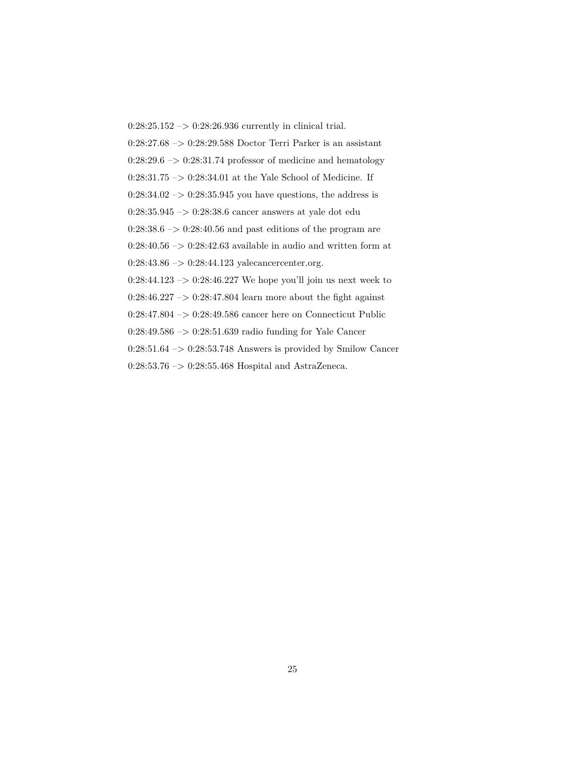0:28:25.152 –> 0:28:26.936 currently in clinical trial.

0:28:27.68 –> 0:28:29.588 Doctor Terri Parker is an assistant

0:28:29.6 –> 0:28:31.74 professor of medicine and hematology

0:28:31.75 –> 0:28:34.01 at the Yale School of Medicine. If

0:28:34.02 –> 0:28:35.945 you have questions, the address is

0:28:35.945 –> 0:28:38.6 cancer answers at yale dot edu

0:28:38.6 –> 0:28:40.56 and past editions of the program are

0:28:40.56 –> 0:28:42.63 available in audio and written form at

0:28:43.86 –> 0:28:44.123 yalecancercenter.org.

0:28:44.123 –> 0:28:46.227 We hope you'll join us next week to

0:28:46.227 –> 0:28:47.804 learn more about the fight against

0:28:47.804 –> 0:28:49.586 cancer here on Connecticut Public

0:28:49.586 –> 0:28:51.639 radio funding for Yale Cancer

0:28:51.64 –> 0:28:53.748 Answers is provided by Smilow Cancer

0:28:53.76 –> 0:28:55.468 Hospital and AstraZeneca.